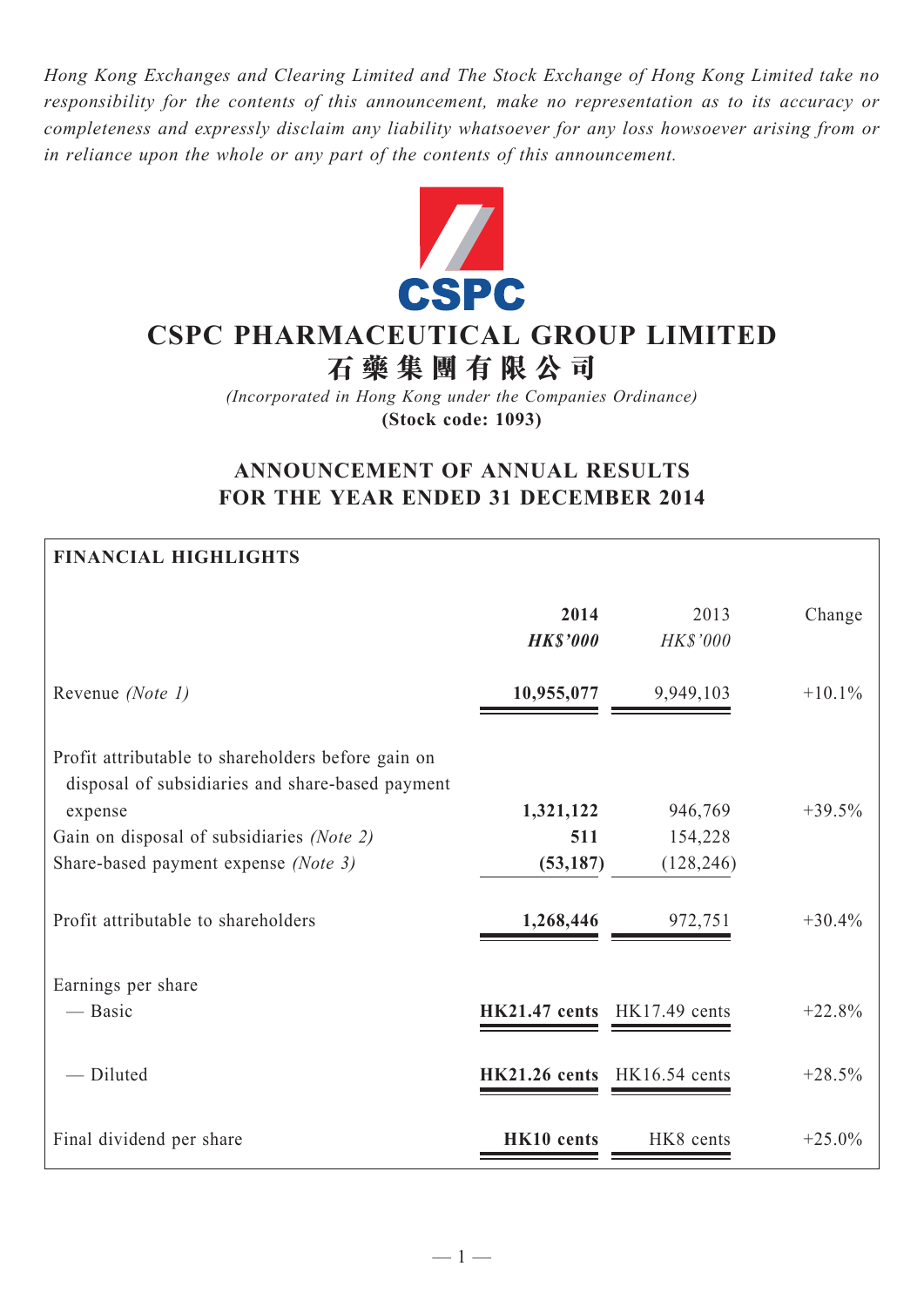*Hong Kong Exchanges and Clearing Limited and The Stock Exchange of Hong Kong Limited take no responsibility for the contents of this announcement, make no representation as to its accuracy or completeness and expressly disclaim any liability whatsoever for any loss howsoever arising from or in reliance upon the whole or any part of the contents of this announcement.*

# CSPC PHARMACEUTICAL GROUP LIMITED
# 石藥集團有限公司

*(Incorporated in Hong Kong under the Companies Ordinance)*
**(Stock code: 1093)**

## ANNOUNCEMENT OF ANNUAL RESULTS FOR THE YEAR ENDED 31 DECEMBER 2014

**FINANCIAL HIGHLIGHTS**

| | **2014** | 2013 | Change |
|---|---|---|---|
| | ***HK$'000*** | *HK$'000* | |
| Revenue *(Note 1)* | **10,955,077** | 9,949,103 | +10.1% |
| Profit attributable to shareholders before gain on disposal of subsidiaries and share-based payment expense | **1,321,122** | 946,769 | +39.5% |
| Gain on disposal of subsidiaries *(Note 2)* | **511** | 154,228 | |
| Share-based payment expense *(Note 3)* | **(53,187)** | (128,246) | |
| Profit attributable to shareholders | **1,268,446** | 972,751 | +30.4% |
| Earnings per share | | | |
| — Basic | **HK21.47 cents** | HK17.49 cents | +22.8% |
| — Diluted | **HK21.26 cents** | HK16.54 cents | +28.5% |
| Final dividend per share | **HK10 cents** | HK8 cents | +25.0% |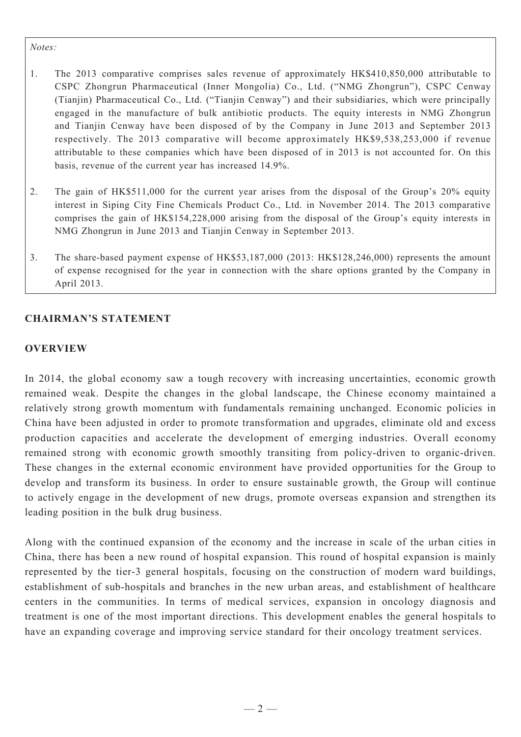*Notes:*

1. The 2013 comparative comprises sales revenue of approximately HK$410,850,000 attributable to CSPC Zhongrun Pharmaceutical (Inner Mongolia) Co., Ltd. ("NMG Zhongrun"), CSPC Cenway (Tianjin) Pharmaceutical Co., Ltd. ("Tianjin Cenway") and their subsidiaries, which were principally engaged in the manufacture of bulk antibiotic products. The equity interests in NMG Zhongrun and Tianjin Cenway have been disposed of by the Company in June 2013 and September 2013 respectively. The 2013 comparative will become approximately HK$9,538,253,000 if revenue attributable to these companies which have been disposed of in 2013 is not accounted for. On this basis, revenue of the current year has increased 14.9%.

2. The gain of HK$511,000 for the current year arises from the disposal of the Group's 20% equity interest in Siping City Fine Chemicals Product Co., Ltd. in November 2014. The 2013 comparative comprises the gain of HK$154,228,000 arising from the disposal of the Group's equity interests in NMG Zhongrun in June 2013 and Tianjin Cenway in September 2013.

3. The share-based payment expense of HK$53,187,000 (2013: HK$128,246,000) represents the amount of expense recognised for the year in connection with the share options granted by the Company in April 2013.

## CHAIRMAN'S STATEMENT

### OVERVIEW

In 2014, the global economy saw a tough recovery with increasing uncertainties, economic growth remained weak. Despite the changes in the global landscape, the Chinese economy maintained a relatively strong growth momentum with fundamentals remaining unchanged. Economic policies in China have been adjusted in order to promote transformation and upgrades, eliminate old and excess production capacities and accelerate the development of emerging industries. Overall economy remained strong with economic growth smoothly transiting from policy-driven to organic-driven. These changes in the external economic environment have provided opportunities for the Group to develop and transform its business. In order to ensure sustainable growth, the Group will continue to actively engage in the development of new drugs, promote overseas expansion and strengthen its leading position in the bulk drug business.

Along with the continued expansion of the economy and the increase in scale of the urban cities in China, there has been a new round of hospital expansion. This round of hospital expansion is mainly represented by the tier-3 general hospitals, focusing on the construction of modern ward buildings, establishment of sub-hospitals and branches in the new urban areas, and establishment of healthcare centers in the communities. In terms of medical services, expansion in oncology diagnosis and treatment is one of the most important directions. This development enables the general hospitals to have an expanding coverage and improving service standard for their oncology treatment services.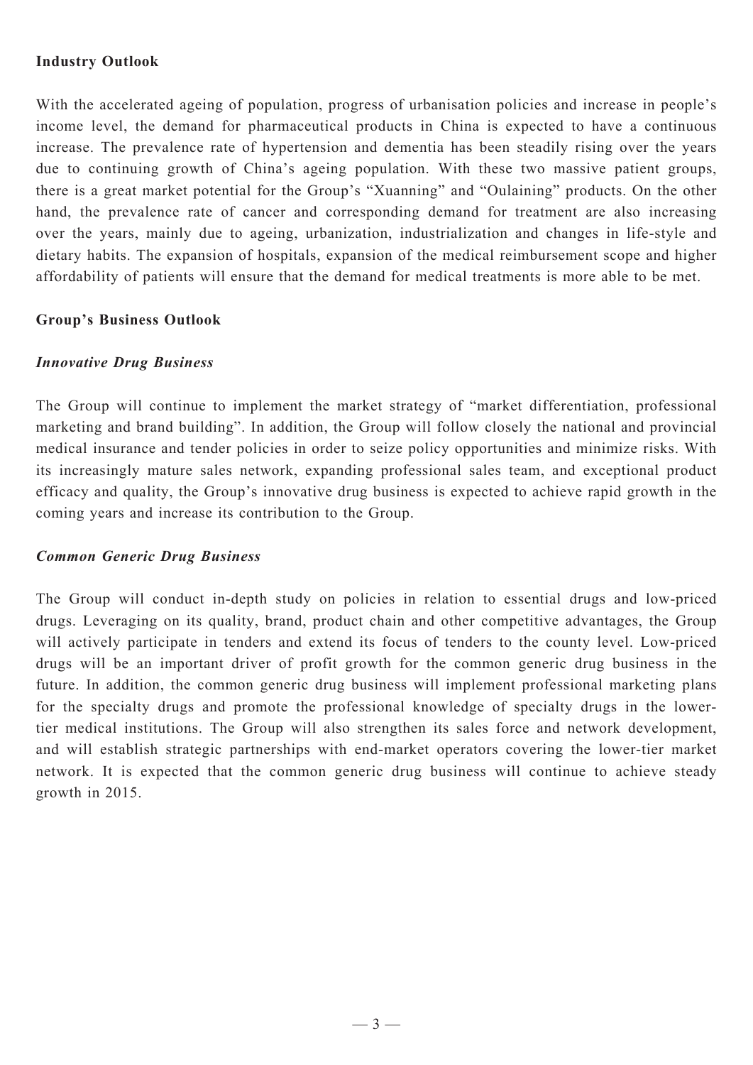**Industry Outlook**

With the accelerated ageing of population, progress of urbanisation policies and increase in people's income level, the demand for pharmaceutical products in China is expected to have a continuous increase. The prevalence rate of hypertension and dementia has been steadily rising over the years due to continuing growth of China's ageing population. With these two massive patient groups, there is a great market potential for the Group's "Xuanning" and "Oulaining" products. On the other hand, the prevalence rate of cancer and corresponding demand for treatment are also increasing over the years, mainly due to ageing, urbanization, industrialization and changes in life-style and dietary habits. The expansion of hospitals, expansion of the medical reimbursement scope and higher affordability of patients will ensure that the demand for medical treatments is more able to be met.

**Group's Business Outlook**

***Innovative Drug Business***

The Group will continue to implement the market strategy of "market differentiation, professional marketing and brand building". In addition, the Group will follow closely the national and provincial medical insurance and tender policies in order to seize policy opportunities and minimize risks. With its increasingly mature sales network, expanding professional sales team, and exceptional product efficacy and quality, the Group's innovative drug business is expected to achieve rapid growth in the coming years and increase its contribution to the Group.

***Common Generic Drug Business***

The Group will conduct in-depth study on policies in relation to essential drugs and low-priced drugs. Leveraging on its quality, brand, product chain and other competitive advantages, the Group will actively participate in tenders and extend its focus of tenders to the county level. Low-priced drugs will be an important driver of profit growth for the common generic drug business in the future. In addition, the common generic drug business will implement professional marketing plans for the specialty drugs and promote the professional knowledge of specialty drugs in the lower-tier medical institutions. The Group will also strengthen its sales force and network development, and will establish strategic partnerships with end-market operators covering the lower-tier market network. It is expected that the common generic drug business will continue to achieve steady growth in 2015.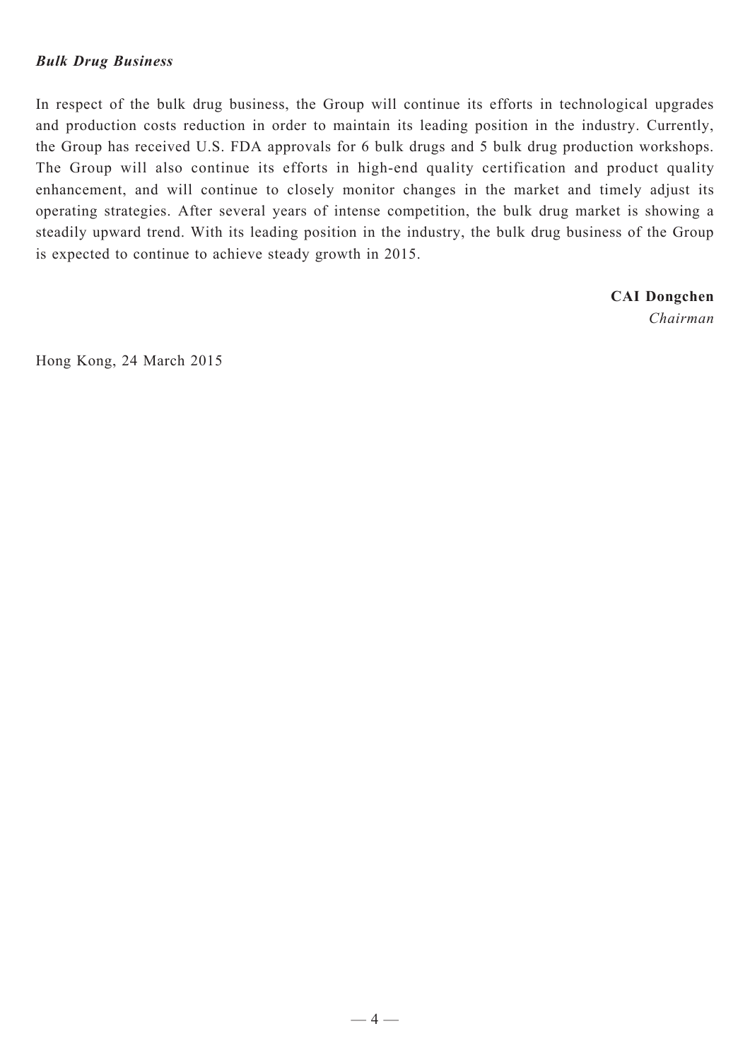***Bulk Drug Business***

In respect of the bulk drug business, the Group will continue its efforts in technological upgrades and production costs reduction in order to maintain its leading position in the industry. Currently, the Group has received U.S. FDA approvals for 6 bulk drugs and 5 bulk drug production workshops. The Group will also continue its efforts in high-end quality certification and product quality enhancement, and will continue to closely monitor changes in the market and timely adjust its operating strategies. After several years of intense competition, the bulk drug market is showing a steadily upward trend. With its leading position in the industry, the bulk drug business of the Group is expected to continue to achieve steady growth in 2015.

**CAI Dongchen**
*Chairman*

Hong Kong, 24 March 2015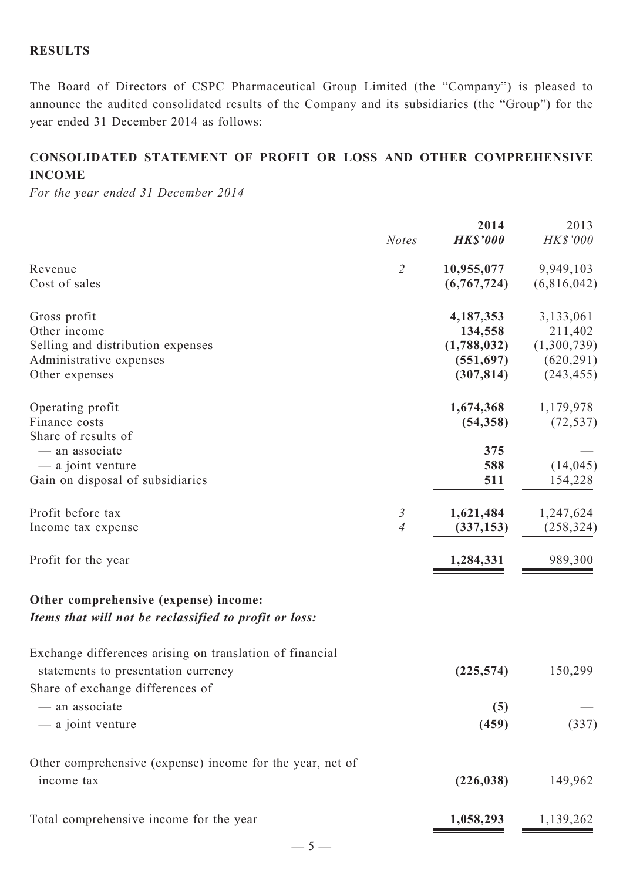**RESULTS**

The Board of Directors of CSPC Pharmaceutical Group Limited (the "Company") is pleased to announce the audited consolidated results of the Company and its subsidiaries (the "Group") for the year ended 31 December 2014 as follows:

## CONSOLIDATED STATEMENT OF PROFIT OR LOSS AND OTHER COMPREHENSIVE INCOME

*For the year ended 31 December 2014*

| | *Notes* | **2014** **HK$'000** | 2013 HK$'000 |
|---|---|---|---|
| Revenue | *2* | **10,955,077** | 9,949,103 |
| Cost of sales | | **(6,767,724)** | (6,816,042) |
| Gross profit | | **4,187,353** | 3,133,061 |
| Other income | | **134,558** | 211,402 |
| Selling and distribution expenses | | **(1,788,032)** | (1,300,739) |
| Administrative expenses | | **(551,697)** | (620,291) |
| Other expenses | | **(307,814)** | (243,455) |
| Operating profit | | **1,674,368** | 1,179,978 |
| Finance costs | | **(54,358)** | (72,537) |
| Share of results of | | | |
| — an associate | | **375** | — |
| — a joint venture | | **588** | (14,045) |
| Gain on disposal of subsidiaries | | **511** | 154,228 |
| Profit before tax | *3* | **1,621,484** | 1,247,624 |
| Income tax expense | *4* | **(337,153)** | (258,324) |
| Profit for the year | | **1,284,331** | 989,300 |
| **Other comprehensive (expense) income:** | | | |
| ***Items that will not be reclassified to profit or loss:*** | | | |
| Exchange differences arising on translation of financial statements to presentation currency | | **(225,574)** | 150,299 |
| Share of exchange differences of | | | |
| — an associate | | **(5)** | — |
| — a joint venture | | **(459)** | (337) |
| Other comprehensive (expense) income for the year, net of income tax | | **(226,038)** | 149,962 |
| Total comprehensive income for the year | | **1,058,293** | 1,139,262 |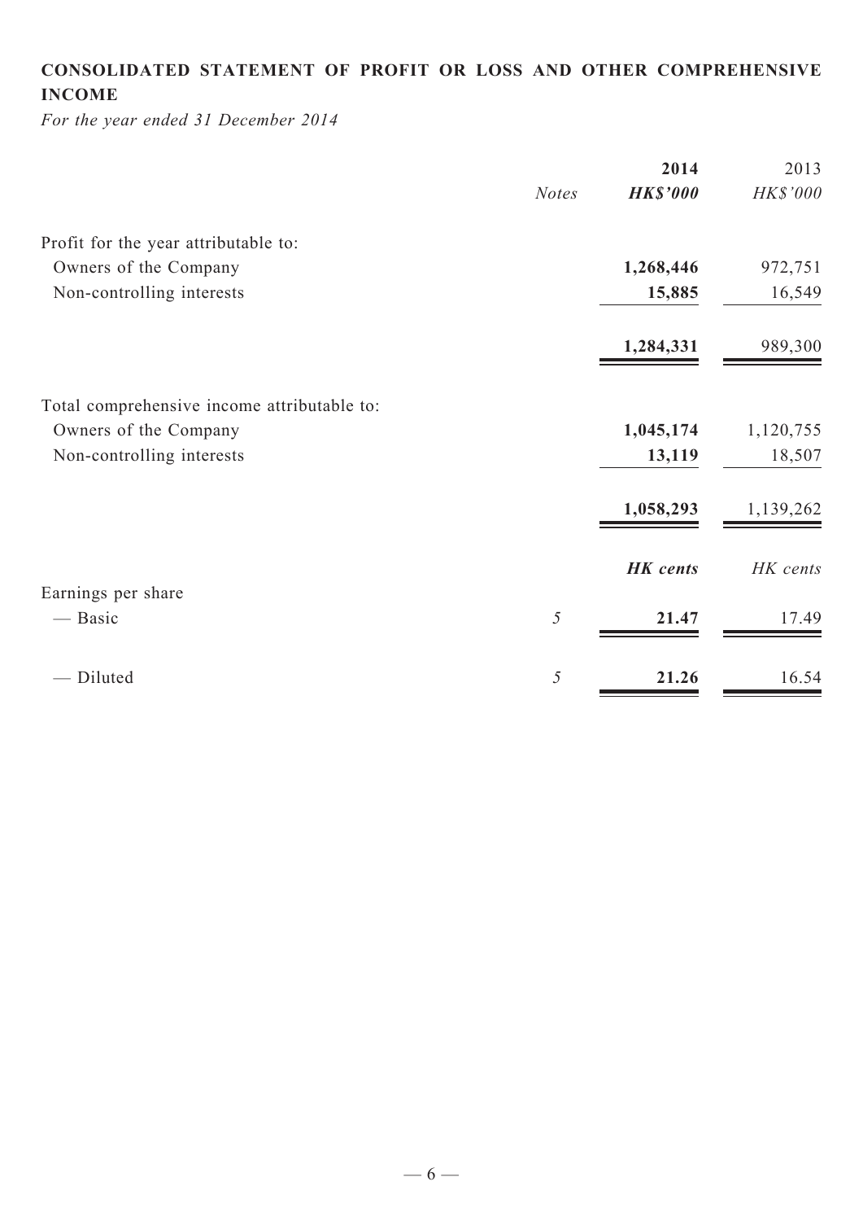## CONSOLIDATED STATEMENT OF PROFIT OR LOSS AND OTHER COMPREHENSIVE INCOME

*For the year ended 31 December 2014*

| | *Notes* | **2014** | 2013 |
|---|---|---|---|
| | | ***HK$'000*** | *HK$'000* |
| Profit for the year attributable to: | | | |
| Owners of the Company | | **1,268,446** | 972,751 |
| Non-controlling interests | | **15,885** | 16,549 |
| | | **1,284,331** | 989,300 |
| Total comprehensive income attributable to: | | | |
| Owners of the Company | | **1,045,174** | 1,120,755 |
| Non-controlling interests | | **13,119** | 18,507 |
| | | **1,058,293** | 1,139,262 |
| | | ***HK cents*** | *HK cents* |
| Earnings per share | | | |
| — Basic | *5* | **21.47** | 17.49 |
| — Diluted | *5* | **21.26** | 16.54 |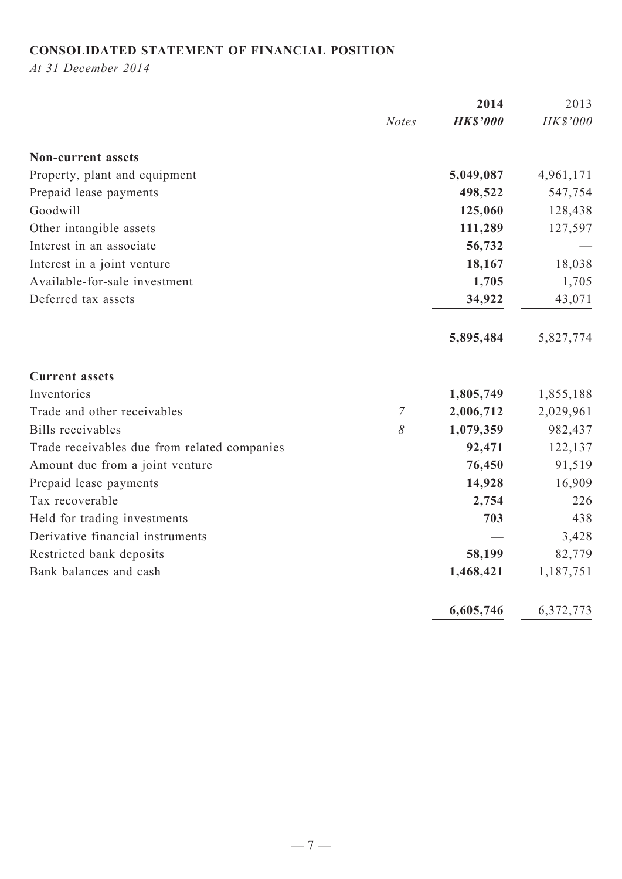## CONSOLIDATED STATEMENT OF FINANCIAL POSITION

*At 31 December 2014*

| | *Notes* | **2014** | 2013 |
|---|---|---|---|
| | | ***HK$'000*** | *HK$'000* |
| **Non-current assets** | | | |
| Property, plant and equipment | | **5,049,087** | 4,961,171 |
| Prepaid lease payments | | **498,522** | 547,754 |
| Goodwill | | **125,060** | 128,438 |
| Other intangible assets | | **111,289** | 127,597 |
| Interest in an associate | | **56,732** | — |
| Interest in a joint venture | | **18,167** | 18,038 |
| Available-for-sale investment | | **1,705** | 1,705 |
| Deferred tax assets | | **34,922** | 43,071 |
| | | **5,895,484** | 5,827,774 |
| **Current assets** | | | |
| Inventories | | **1,805,749** | 1,855,188 |
| Trade and other receivables | *7* | **2,006,712** | 2,029,961 |
| Bills receivables | *8* | **1,079,359** | 982,437 |
| Trade receivables due from related companies | | **92,471** | 122,137 |
| Amount due from a joint venture | | **76,450** | 91,519 |
| Prepaid lease payments | | **14,928** | 16,909 |
| Tax recoverable | | **2,754** | 226 |
| Held for trading investments | | **703** | 438 |
| Derivative financial instruments | | **—** | 3,428 |
| Restricted bank deposits | | **58,199** | 82,779 |
| Bank balances and cash | | **1,468,421** | 1,187,751 |
| | | **6,605,746** | 6,372,773 |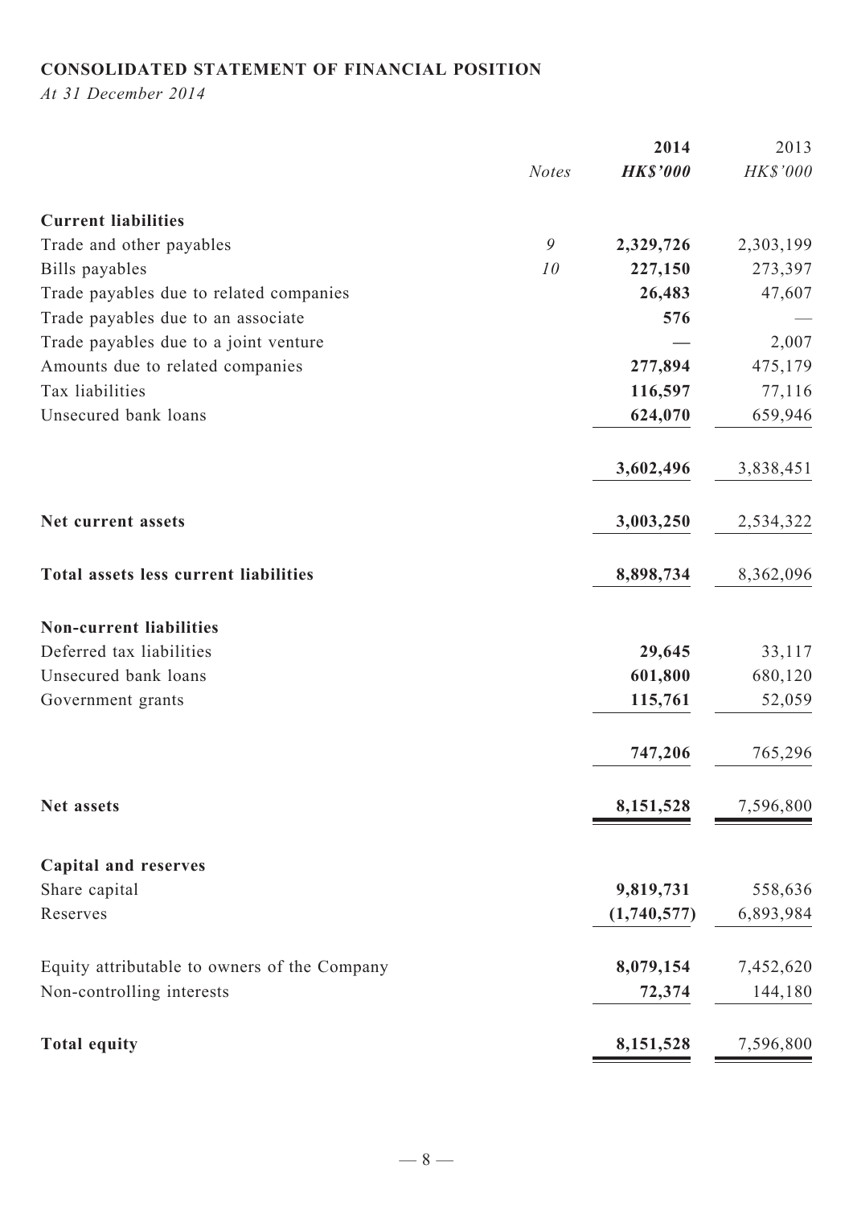## CONSOLIDATED STATEMENT OF FINANCIAL POSITION

*At 31 December 2014*

| | *Notes* | **2014** | 2013 |
|---|---|---|---|
| | | ***HK$'000*** | *HK$'000* |
| **Current liabilities** | | | |
| Trade and other payables | *9* | **2,329,726** | 2,303,199 |
| Bills payables | *10* | **227,150** | 273,397 |
| Trade payables due to related companies | | **26,483** | 47,607 |
| Trade payables due to an associate | | **576** | — |
| Trade payables due to a joint venture | | **—** | 2,007 |
| Amounts due to related companies | | **277,894** | 475,179 |
| Tax liabilities | | **116,597** | 77,116 |
| Unsecured bank loans | | **624,070** | 659,946 |
| | | **3,602,496** | 3,838,451 |
| **Net current assets** | | **3,003,250** | 2,534,322 |
| **Total assets less current liabilities** | | **8,898,734** | 8,362,096 |
| **Non-current liabilities** | | | |
| Deferred tax liabilities | | **29,645** | 33,117 |
| Unsecured bank loans | | **601,800** | 680,120 |
| Government grants | | **115,761** | 52,059 |
| | | **747,206** | 765,296 |
| **Net assets** | | **8,151,528** | 7,596,800 |
| **Capital and reserves** | | | |
| Share capital | | **9,819,731** | 558,636 |
| Reserves | | **(1,740,577)** | 6,893,984 |
| Equity attributable to owners of the Company | | **8,079,154** | 7,452,620 |
| Non-controlling interests | | **72,374** | 144,180 |
| **Total equity** | | **8,151,528** | 7,596,800 |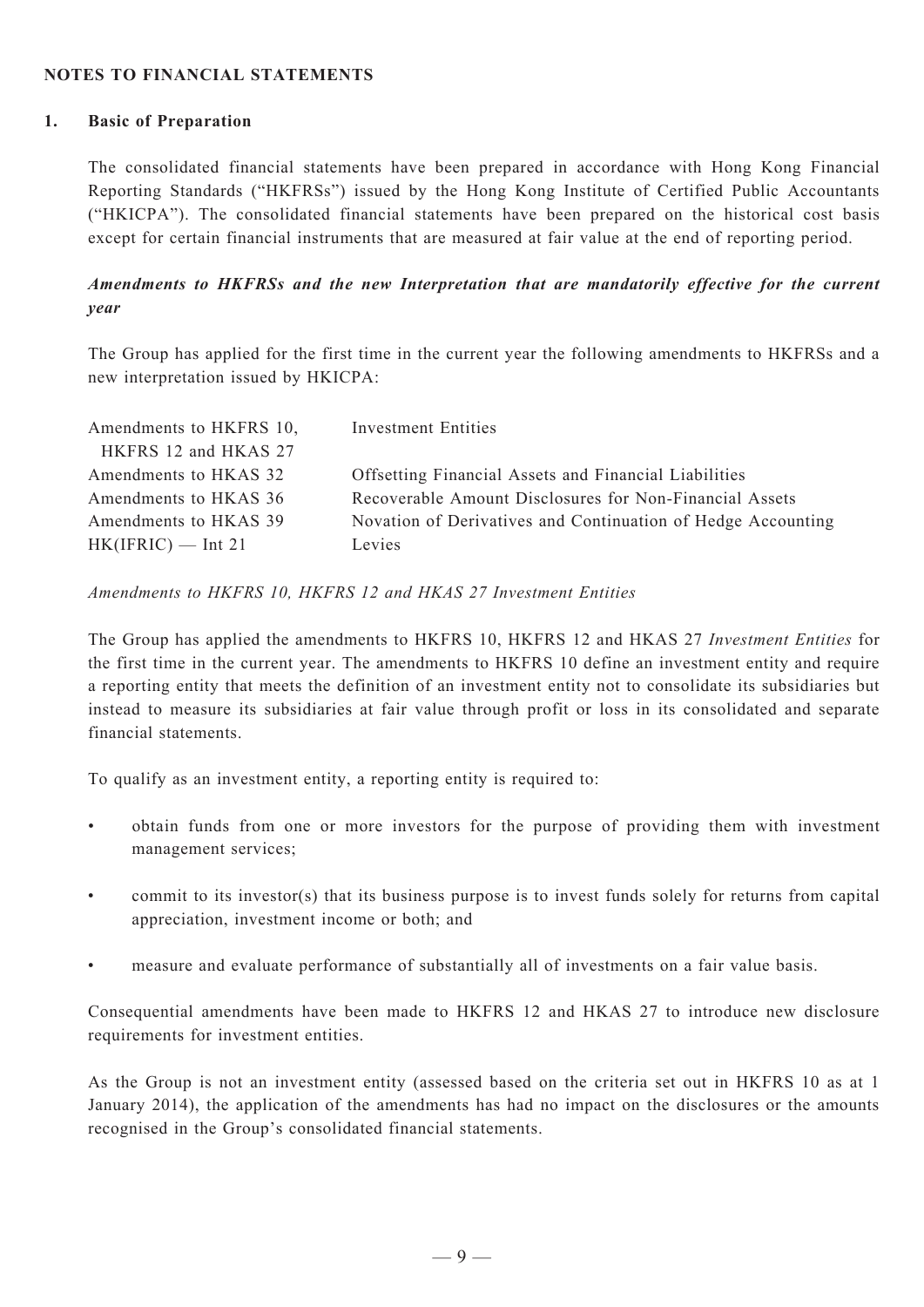## NOTES TO FINANCIAL STATEMENTS

### 1. Basic of Preparation

The consolidated financial statements have been prepared in accordance with Hong Kong Financial Reporting Standards ("HKFRSs") issued by the Hong Kong Institute of Certified Public Accountants ("HKICPA"). The consolidated financial statements have been prepared on the historical cost basis except for certain financial instruments that are measured at fair value at the end of reporting period.

***Amendments to HKFRSs and the new Interpretation that are mandatorily effective for the current year***

The Group has applied for the first time in the current year the following amendments to HKFRSs and a new interpretation issued by HKICPA:

| | |
|---|---|
| Amendments to HKFRS 10, HKFRS 12 and HKAS 27 | Investment Entities |
| Amendments to HKAS 32 | Offsetting Financial Assets and Financial Liabilities |
| Amendments to HKAS 36 | Recoverable Amount Disclosures for Non-Financial Assets |
| Amendments to HKAS 39 | Novation of Derivatives and Continuation of Hedge Accounting |
| HK(IFRIC) — Int 21 | Levies |

*Amendments to HKFRS 10, HKFRS 12 and HKAS 27 Investment Entities*

The Group has applied the amendments to HKFRS 10, HKFRS 12 and HKAS 27 *Investment Entities* for the first time in the current year. The amendments to HKFRS 10 define an investment entity and require a reporting entity that meets the definition of an investment entity not to consolidate its subsidiaries but instead to measure its subsidiaries at fair value through profit or loss in its consolidated and separate financial statements.

To qualify as an investment entity, a reporting entity is required to:

- obtain funds from one or more investors for the purpose of providing them with investment management services;
- commit to its investor(s) that its business purpose is to invest funds solely for returns from capital appreciation, investment income or both; and
- measure and evaluate performance of substantially all of investments on a fair value basis.

Consequential amendments have been made to HKFRS 12 and HKAS 27 to introduce new disclosure requirements for investment entities.

As the Group is not an investment entity (assessed based on the criteria set out in HKFRS 10 as at 1 January 2014), the application of the amendments has had no impact on the disclosures or the amounts recognised in the Group's consolidated financial statements.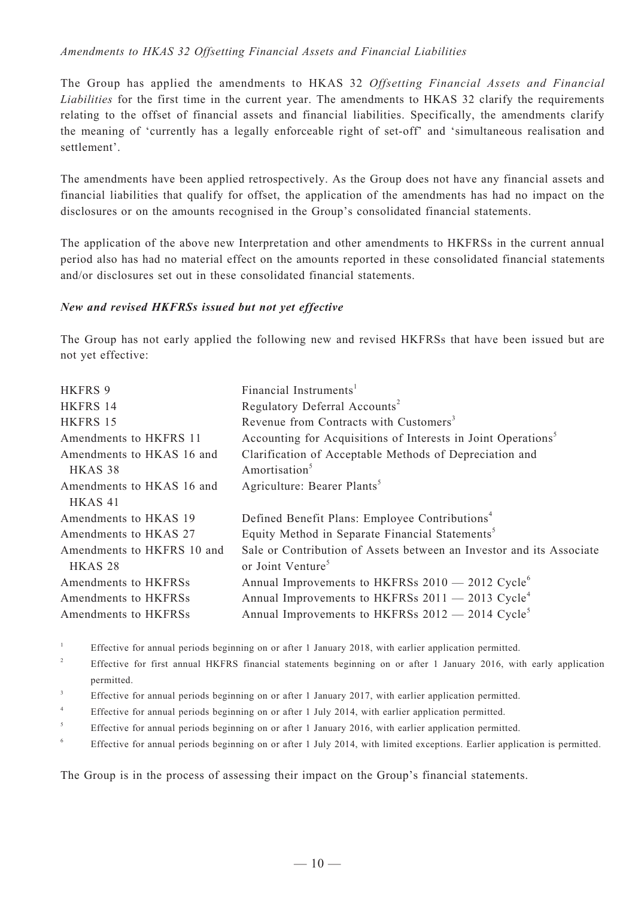*Amendments to HKAS 32 Offsetting Financial Assets and Financial Liabilities*

The Group has applied the amendments to HKAS 32 *Offsetting Financial Assets and Financial Liabilities* for the first time in the current year. The amendments to HKAS 32 clarify the requirements relating to the offset of financial assets and financial liabilities. Specifically, the amendments clarify the meaning of 'currently has a legally enforceable right of set-off' and 'simultaneous realisation and settlement'.

The amendments have been applied retrospectively. As the Group does not have any financial assets and financial liabilities that qualify for offset, the application of the amendments has had no impact on the disclosures or on the amounts recognised in the Group's consolidated financial statements.

The application of the above new Interpretation and other amendments to HKFRSs in the current annual period also has had no material effect on the amounts reported in these consolidated financial statements and/or disclosures set out in these consolidated financial statements.

***New and revised HKFRSs issued but not yet effective***

The Group has not early applied the following new and revised HKFRSs that have been issued but are not yet effective:

| | |
|---|---|
| HKFRS 9 | Financial Instruments[1] |
| HKFRS 14 | Regulatory Deferral Accounts[2] |
| HKFRS 15 | Revenue from Contracts with Customers[3] |
| Amendments to HKFRS 11 | Accounting for Acquisitions of Interests in Joint Operations[5] |
| Amendments to HKAS 16 and HKAS 38 | Clarification of Acceptable Methods of Depreciation and Amortisation[5] |
| Amendments to HKAS 16 and HKAS 41 | Agriculture: Bearer Plants[5] |
| Amendments to HKAS 19 | Defined Benefit Plans: Employee Contributions[4] |
| Amendments to HKAS 27 | Equity Method in Separate Financial Statements[5] |
| Amendments to HKFRS 10 and HKAS 28 | Sale or Contribution of Assets between an Investor and its Associate or Joint Venture[5] |
| Amendments to HKFRSs | Annual Improvements to HKFRSs 2010 — 2012 Cycle[6] |
| Amendments to HKFRSs | Annual Improvements to HKFRSs 2011 — 2013 Cycle[4] |
| Amendments to HKFRSs | Annual Improvements to HKFRSs 2012 — 2014 Cycle[5] |

[1] Effective for annual periods beginning on or after 1 January 2018, with earlier application permitted.

[2] Effective for first annual HKFRS financial statements beginning on or after 1 January 2016, with early application permitted.

[3] Effective for annual periods beginning on or after 1 January 2017, with earlier application permitted.

[4] Effective for annual periods beginning on or after 1 July 2014, with earlier application permitted.

[5] Effective for annual periods beginning on or after 1 January 2016, with earlier application permitted.

[6] Effective for annual periods beginning on or after 1 July 2014, with limited exceptions. Earlier application is permitted.

The Group is in the process of assessing their impact on the Group's financial statements.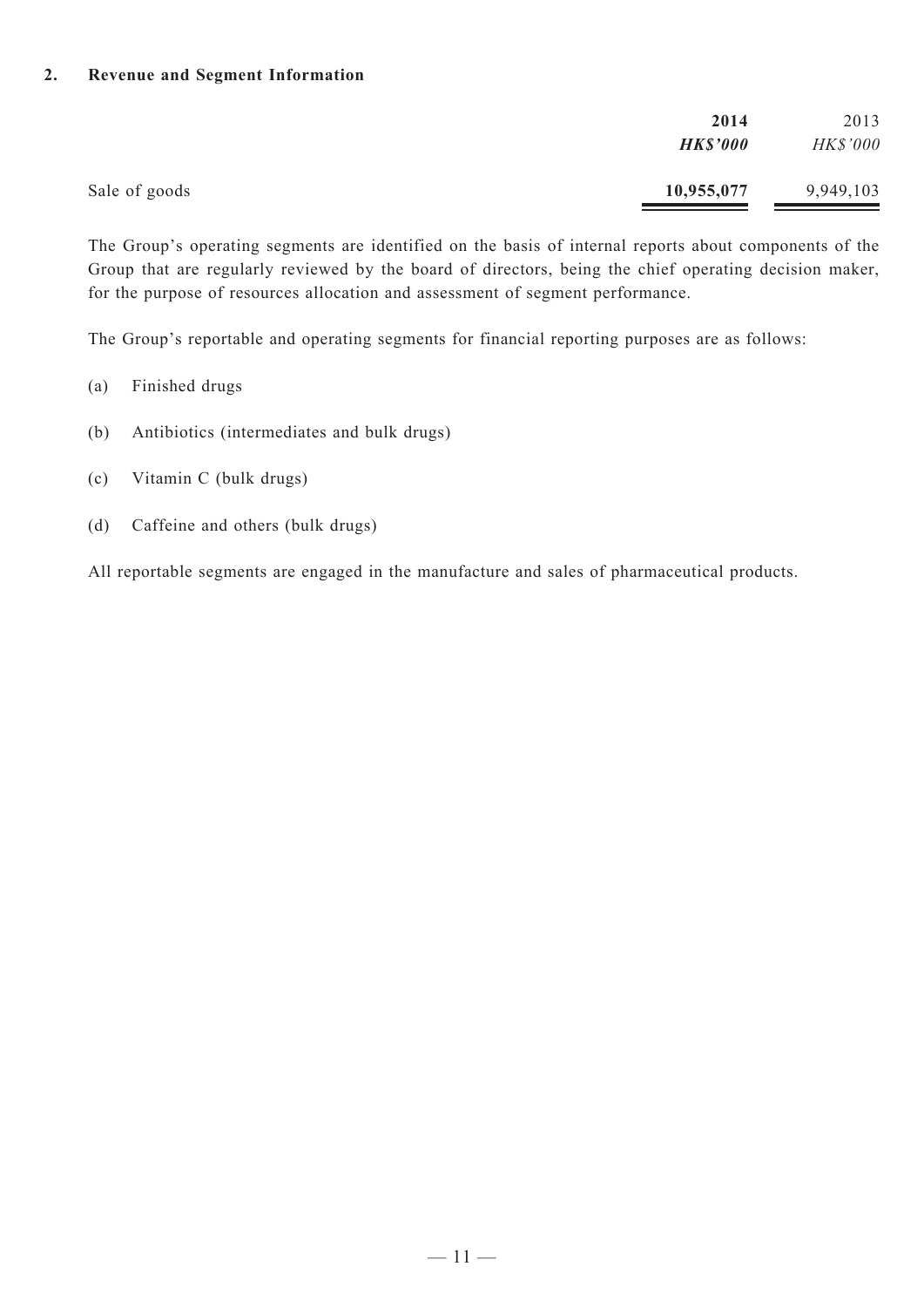## 2. Revenue and Segment Information

| | **2014** | 2013 |
|---|---|---|
| | ***HK$'000*** | *HK$'000* |
| Sale of goods | **10,955,077** | 9,949,103 |

The Group's operating segments are identified on the basis of internal reports about components of the Group that are regularly reviewed by the board of directors, being the chief operating decision maker, for the purpose of resources allocation and assessment of segment performance.

The Group's reportable and operating segments for financial reporting purposes are as follows:

(a) Finished drugs

(b) Antibiotics (intermediates and bulk drugs)

(c) Vitamin C (bulk drugs)

(d) Caffeine and others (bulk drugs)

All reportable segments are engaged in the manufacture and sales of pharmaceutical products.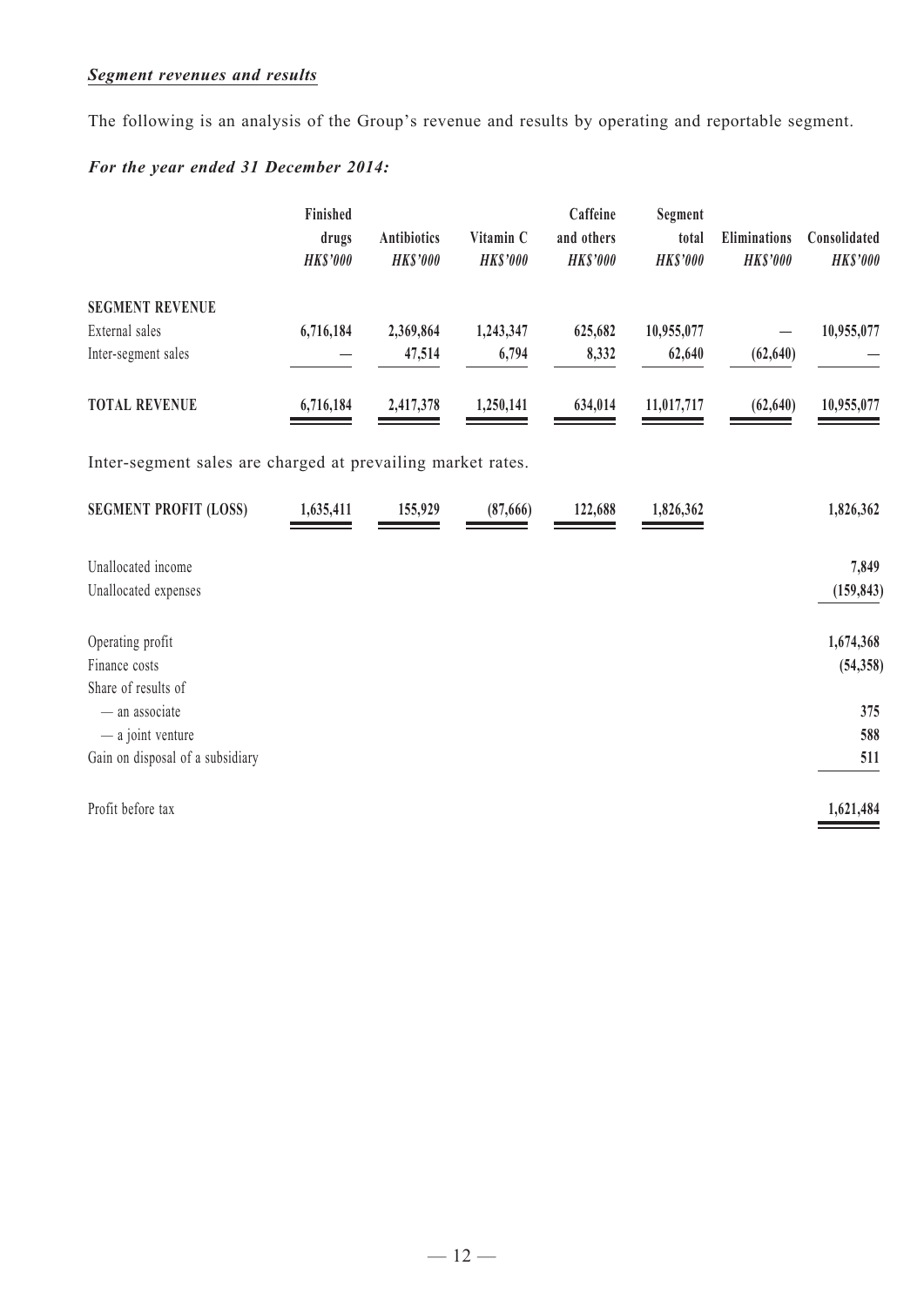***Segment revenues and results***

The following is an analysis of the Group's revenue and results by operating and reportable segment.

***For the year ended 31 December 2014:***

| | Finished drugs *HK$'000* | Antibiotics *HK$'000* | Vitamin C *HK$'000* | Caffeine and others *HK$'000* | Segment total *HK$'000* | Eliminations *HK$'000* | Consolidated *HK$'000* |
|---|---|---|---|---|---|---|---|
| **SEGMENT REVENUE** | | | | | | | |
| External sales | **6,716,184** | **2,369,864** | **1,243,347** | **625,682** | **10,955,077** | **—** | **10,955,077** |
| Inter-segment sales | **—** | **47,514** | **6,794** | **8,332** | **62,640** | **(62,640)** | **—** |
| **TOTAL REVENUE** | **6,716,184** | **2,417,378** | **1,250,141** | **634,014** | **11,017,717** | **(62,640)** | **10,955,077** |

Inter-segment sales are charged at prevailing market rates.

| | Finished drugs *HK$'000* | Antibiotics *HK$'000* | Vitamin C *HK$'000* | Caffeine and others *HK$'000* | Segment total *HK$'000* | Eliminations *HK$'000* | Consolidated *HK$'000* |
|---|---|---|---|---|---|---|---|
| **SEGMENT PROFIT (LOSS)** | **1,635,411** | **155,929** | **(87,666)** | **122,688** | **1,826,362** | | **1,826,362** |
| Unallocated income | | | | | | | **7,849** |
| Unallocated expenses | | | | | | | **(159,843)** |
| Operating profit | | | | | | | **1,674,368** |
| Finance costs | | | | | | | **(54,358)** |
| Share of results of | | | | | | | |
| — an associate | | | | | | | **375** |
| — a joint venture | | | | | | | **588** |
| Gain on disposal of a subsidiary | | | | | | | **511** |
| Profit before tax | | | | | | | **1,621,484** |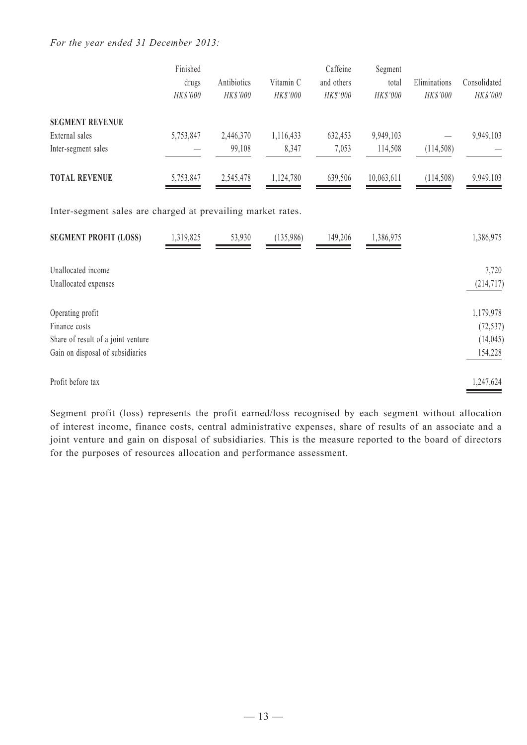*For the year ended 31 December 2013:*

| | Finished drugs *HK$'000* | Antibiotics *HK$'000* | Vitamin C *HK$'000* | Caffeine and others *HK$'000* | Segment total *HK$'000* | Eliminations *HK$'000* | Consolidated *HK$'000* |
|---|---|---|---|---|---|---|---|
| **SEGMENT REVENUE** | | | | | | | |
| External sales | 5,753,847 | 2,446,370 | 1,116,433 | 632,453 | 9,949,103 | — | 9,949,103 |
| Inter-segment sales | — | 99,108 | 8,347 | 7,053 | 114,508 | (114,508) | — |
| **TOTAL REVENUE** | 5,753,847 | 2,545,478 | 1,124,780 | 639,506 | 10,063,611 | (114,508) | 9,949,103 |

Inter-segment sales are charged at prevailing market rates.

| | Finished drugs *HK$'000* | Antibiotics *HK$'000* | Vitamin C *HK$'000* | Caffeine and others *HK$'000* | Segment total *HK$'000* | Eliminations *HK$'000* | Consolidated *HK$'000* |
|---|---|---|---|---|---|---|---|
| **SEGMENT PROFIT (LOSS)** | 1,319,825 | 53,930 | (135,986) | 149,206 | 1,386,975 | | 1,386,975 |
| Unallocated income | | | | | | | 7,720 |
| Unallocated expenses | | | | | | | (214,717) |
| Operating profit | | | | | | | 1,179,978 |
| Finance costs | | | | | | | (72,537) |
| Share of result of a joint venture | | | | | | | (14,045) |
| Gain on disposal of subsidiaries | | | | | | | 154,228 |
| Profit before tax | | | | | | | 1,247,624 |

Segment profit (loss) represents the profit earned/loss recognised by each segment without allocation of interest income, finance costs, central administrative expenses, share of results of an associate and a joint venture and gain on disposal of subsidiaries. This is the measure reported to the board of directors for the purposes of resources allocation and performance assessment.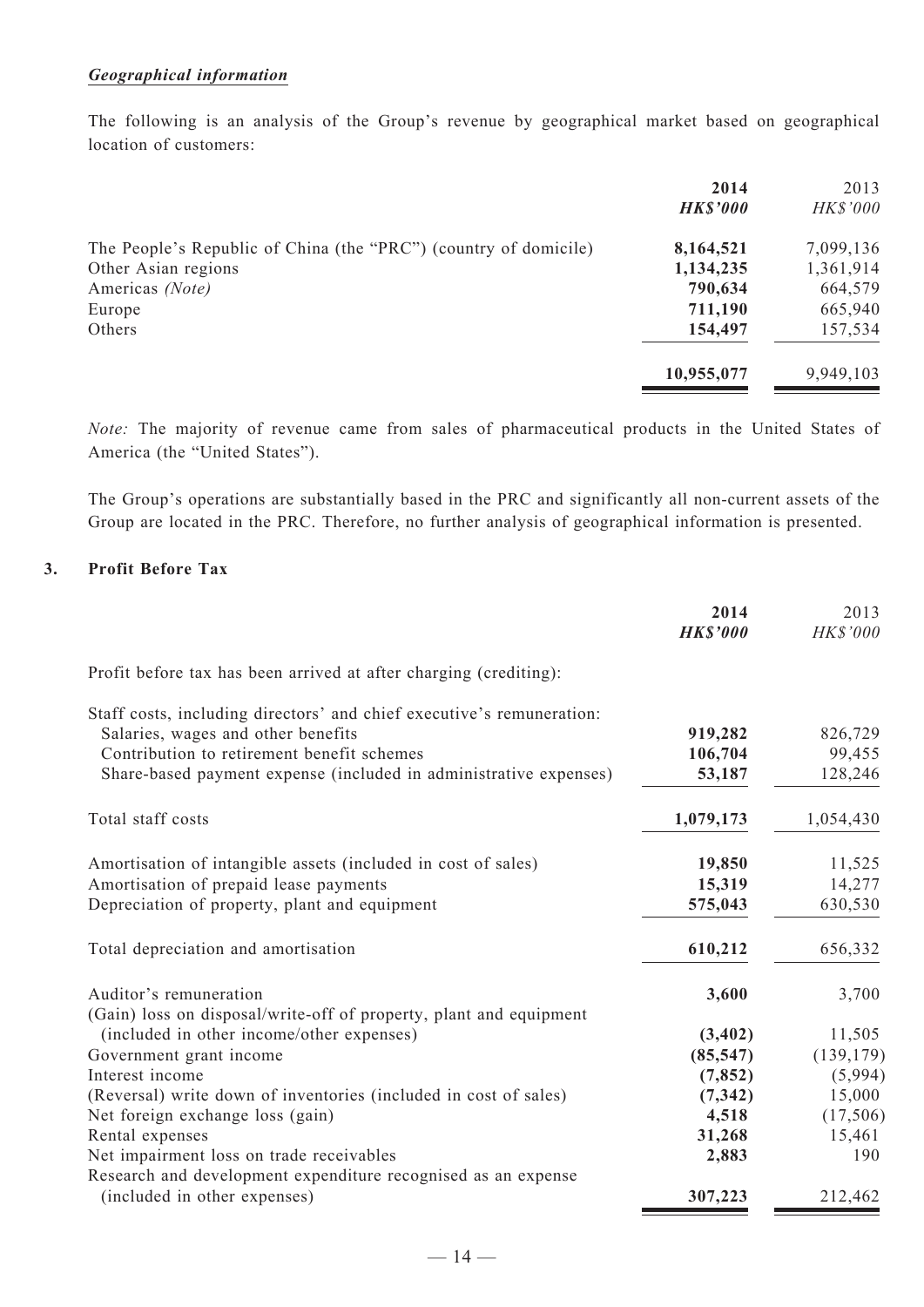***Geographical information***

The following is an analysis of the Group's revenue by geographical market based on geographical location of customers:

| | **2014** | 2013 |
|---|---|---|
| | ***HK$'000*** | *HK$'000* |
| The People's Republic of China (the "PRC") (country of domicile) | **8,164,521** | 7,099,136 |
| Other Asian regions | **1,134,235** | 1,361,914 |
| Americas *(Note)* | **790,634** | 664,579 |
| Europe | **711,190** | 665,940 |
| Others | **154,497** | 157,534 |
| | **10,955,077** | 9,949,103 |

*Note:* The majority of revenue came from sales of pharmaceutical products in the United States of America (the "United States").

The Group's operations are substantially based in the PRC and significantly all non-current assets of the Group are located in the PRC. Therefore, no further analysis of geographical information is presented.

### 3. Profit Before Tax

| | **2014** | 2013 |
|---|---|---|
| | ***HK$'000*** | *HK$'000* |
| Profit before tax has been arrived at after charging (crediting): | | |
| Staff costs, including directors' and chief executive's remuneration: | | |
| Salaries, wages and other benefits | **919,282** | 826,729 |
| Contribution to retirement benefit schemes | **106,704** | 99,455 |
| Share-based payment expense (included in administrative expenses) | **53,187** | 128,246 |
| Total staff costs | **1,079,173** | 1,054,430 |
| Amortisation of intangible assets (included in cost of sales) | **19,850** | 11,525 |
| Amortisation of prepaid lease payments | **15,319** | 14,277 |
| Depreciation of property, plant and equipment | **575,043** | 630,530 |
| Total depreciation and amortisation | **610,212** | 656,332 |
| Auditor's remuneration | **3,600** | 3,700 |
| (Gain) loss on disposal/write-off of property, plant and equipment (included in other income/other expenses) | **(3,402)** | 11,505 |
| Government grant income | **(85,547)** | (139,179) |
| Interest income | **(7,852)** | (5,994) |
| (Reversal) write down of inventories (included in cost of sales) | **(7,342)** | 15,000 |
| Net foreign exchange loss (gain) | **4,518** | (17,506) |
| Rental expenses | **31,268** | 15,461 |
| Net impairment loss on trade receivables | **2,883** | 190 |
| Research and development expenditure recognised as an expense (included in other expenses) | **307,223** | 212,462 |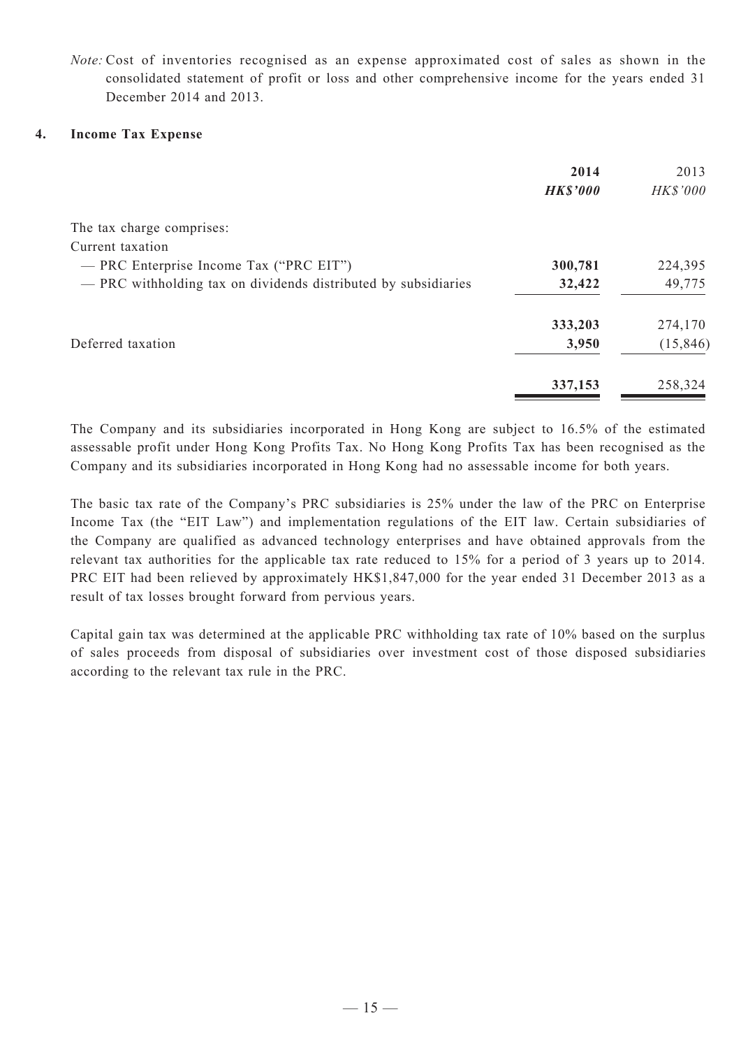*Note:* Cost of inventories recognised as an expense approximated cost of sales as shown in the consolidated statement of profit or loss and other comprehensive income for the years ended 31 December 2014 and 2013.

## 4. Income Tax Expense

| | **2014** | 2013 |
|---|---|---|
| | ***HK$'000*** | *HK$'000* |
| The tax charge comprises: | | |
| Current taxation | | |
| — PRC Enterprise Income Tax ("PRC EIT") | **300,781** | 224,395 |
| — PRC withholding tax on dividends distributed by subsidiaries | **32,422** | 49,775 |
| | **333,203** | 274,170 |
| Deferred taxation | **3,950** | (15,846) |
| | **337,153** | 258,324 |

The Company and its subsidiaries incorporated in Hong Kong are subject to 16.5% of the estimated assessable profit under Hong Kong Profits Tax. No Hong Kong Profits Tax has been recognised as the Company and its subsidiaries incorporated in Hong Kong had no assessable income for both years.

The basic tax rate of the Company's PRC subsidiaries is 25% under the law of the PRC on Enterprise Income Tax (the "EIT Law") and implementation regulations of the EIT law. Certain subsidiaries of the Company are qualified as advanced technology enterprises and have obtained approvals from the relevant tax authorities for the applicable tax rate reduced to 15% for a period of 3 years up to 2014. PRC EIT had been relieved by approximately HK$1,847,000 for the year ended 31 December 2013 as a result of tax losses brought forward from pervious years.

Capital gain tax was determined at the applicable PRC withholding tax rate of 10% based on the surplus of sales proceeds from disposal of subsidiaries over investment cost of those disposed subsidiaries according to the relevant tax rule in the PRC.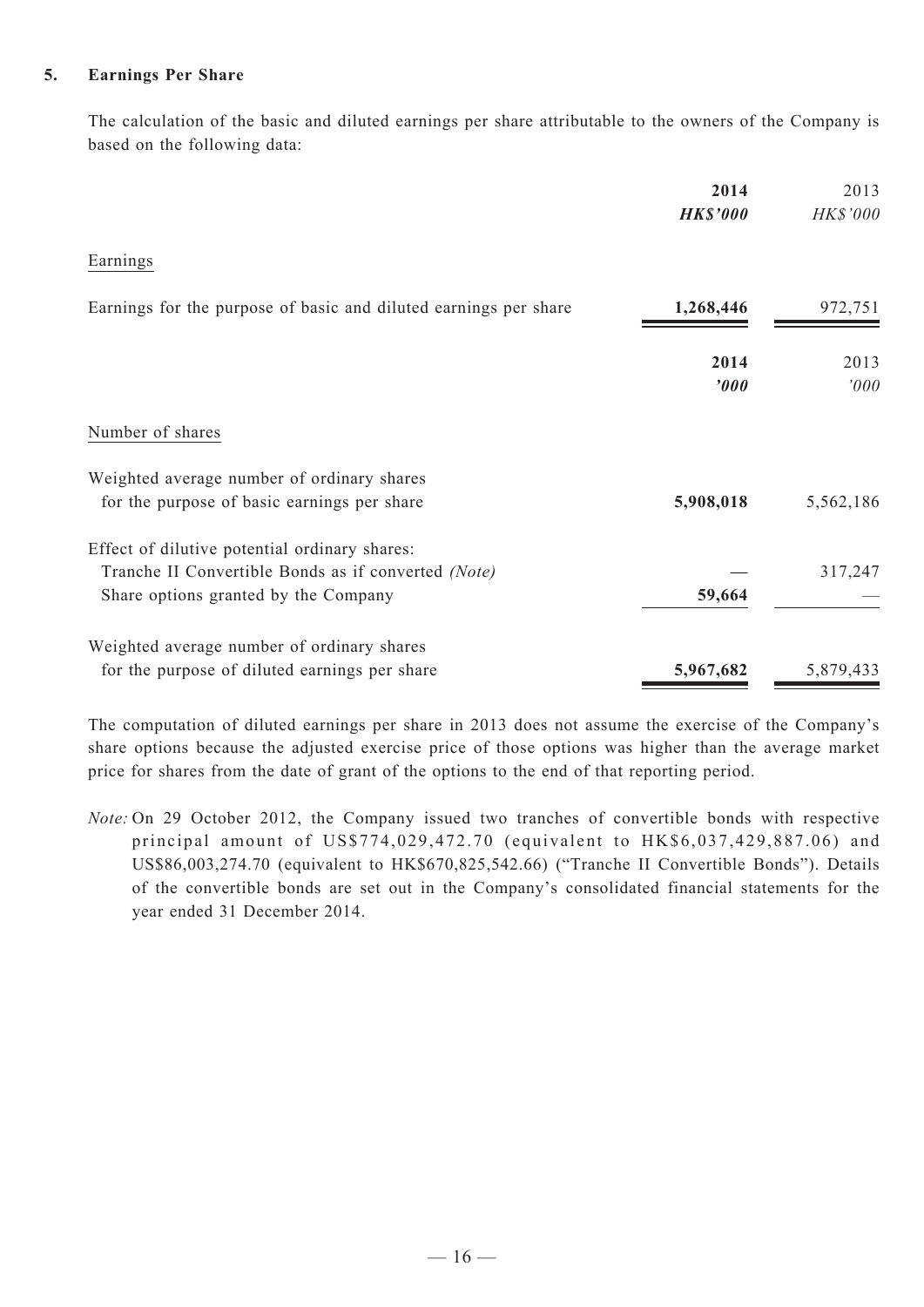### 5. Earnings Per Share

The calculation of the basic and diluted earnings per share attributable to the owners of the Company is based on the following data:

| | **2014** | 2013 |
|---|---|---|
| | ***HK$'000*** | *HK$'000* |
| Earnings | | |
| Earnings for the purpose of basic and diluted earnings per share | **1,268,446** | 972,751 |

| | **2014** | 2013 |
|---|---|---|
| | ***'000*** | *'000* |
| Number of shares | | |
| Weighted average number of ordinary shares for the purpose of basic earnings per share | **5,908,018** | 5,562,186 |
| Effect of dilutive potential ordinary shares: | | |
| Tranche II Convertible Bonds as if converted *(Note)* | — | 317,247 |
| Share options granted by the Company | **59,664** | — |
| Weighted average number of ordinary shares for the purpose of diluted earnings per share | **5,967,682** | 5,879,433 |

The computation of diluted earnings per share in 2013 does not assume the exercise of the Company's share options because the adjusted exercise price of those options was higher than the average market price for shares from the date of grant of the options to the end of that reporting period.

*Note:* On 29 October 2012, the Company issued two tranches of convertible bonds with respective principal amount of US$774,029,472.70 (equivalent to HK$6,037,429,887.06) and US$86,003,274.70 (equivalent to HK$670,825,542.66) ("Tranche II Convertible Bonds"). Details of the convertible bonds are set out in the Company's consolidated financial statements for the year ended 31 December 2014.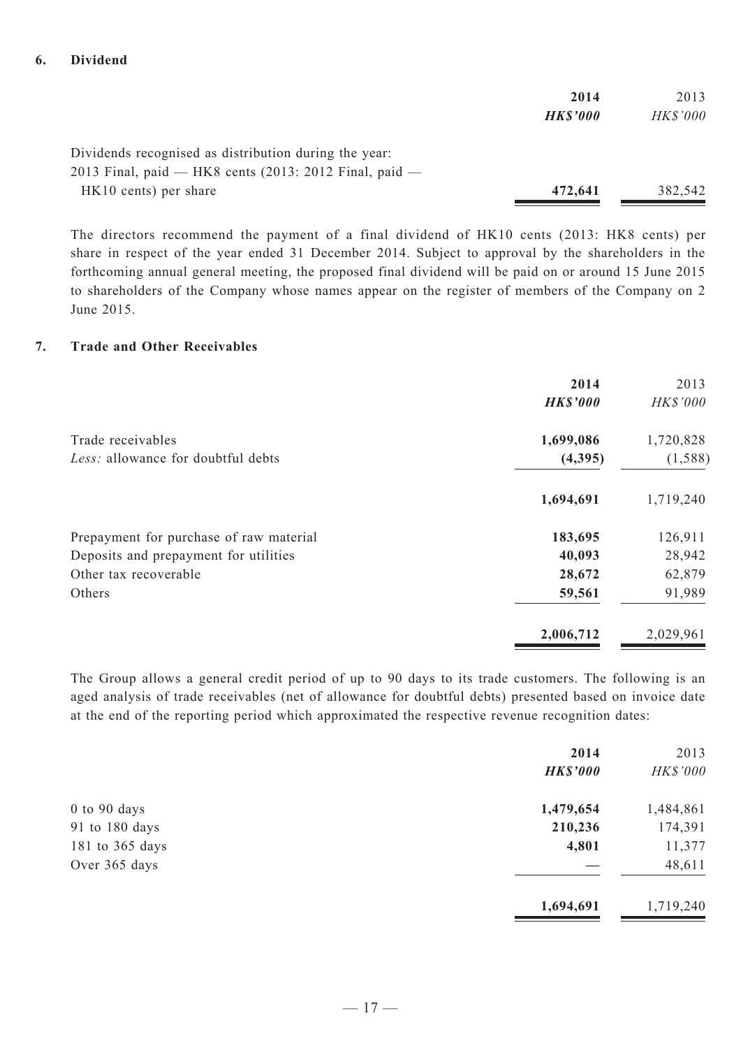## 6. Dividend

| | **2014** | 2013 |
|---|---|---|
| | ***HK$'000*** | *HK$'000* |
| Dividends recognised as distribution during the year: | | |
| 2013 Final, paid — HK8 cents (2013: 2012 Final, paid — HK10 cents) per share | **472,641** | 382,542 |

The directors recommend the payment of a final dividend of HK10 cents (2013: HK8 cents) per share in respect of the year ended 31 December 2014. Subject to approval by the shareholders in the forthcoming annual general meeting, the proposed final dividend will be paid on or around 15 June 2015 to shareholders of the Company whose names appear on the register of members of the Company on 2 June 2015.

## 7. Trade and Other Receivables

| | **2014** | 2013 |
|---|---|---|
| | ***HK$'000*** | *HK$'000* |
| Trade receivables | **1,699,086** | 1,720,828 |
| *Less:* allowance for doubtful debts | **(4,395)** | (1,588) |
| | **1,694,691** | 1,719,240 |
| Prepayment for purchase of raw material | **183,695** | 126,911 |
| Deposits and prepayment for utilities | **40,093** | 28,942 |
| Other tax recoverable | **28,672** | 62,879 |
| Others | **59,561** | 91,989 |
| | **2,006,712** | 2,029,961 |

The Group allows a general credit period of up to 90 days to its trade customers. The following is an aged analysis of trade receivables (net of allowance for doubtful debts) presented based on invoice date at the end of the reporting period which approximated the respective revenue recognition dates:

| | **2014** | 2013 |
|---|---|---|
| | ***HK$'000*** | *HK$'000* |
| 0 to 90 days | **1,479,654** | 1,484,861 |
| 91 to 180 days | **210,236** | 174,391 |
| 181 to 365 days | **4,801** | 11,377 |
| Over 365 days | **—** | 48,611 |
| | **1,694,691** | 1,719,240 |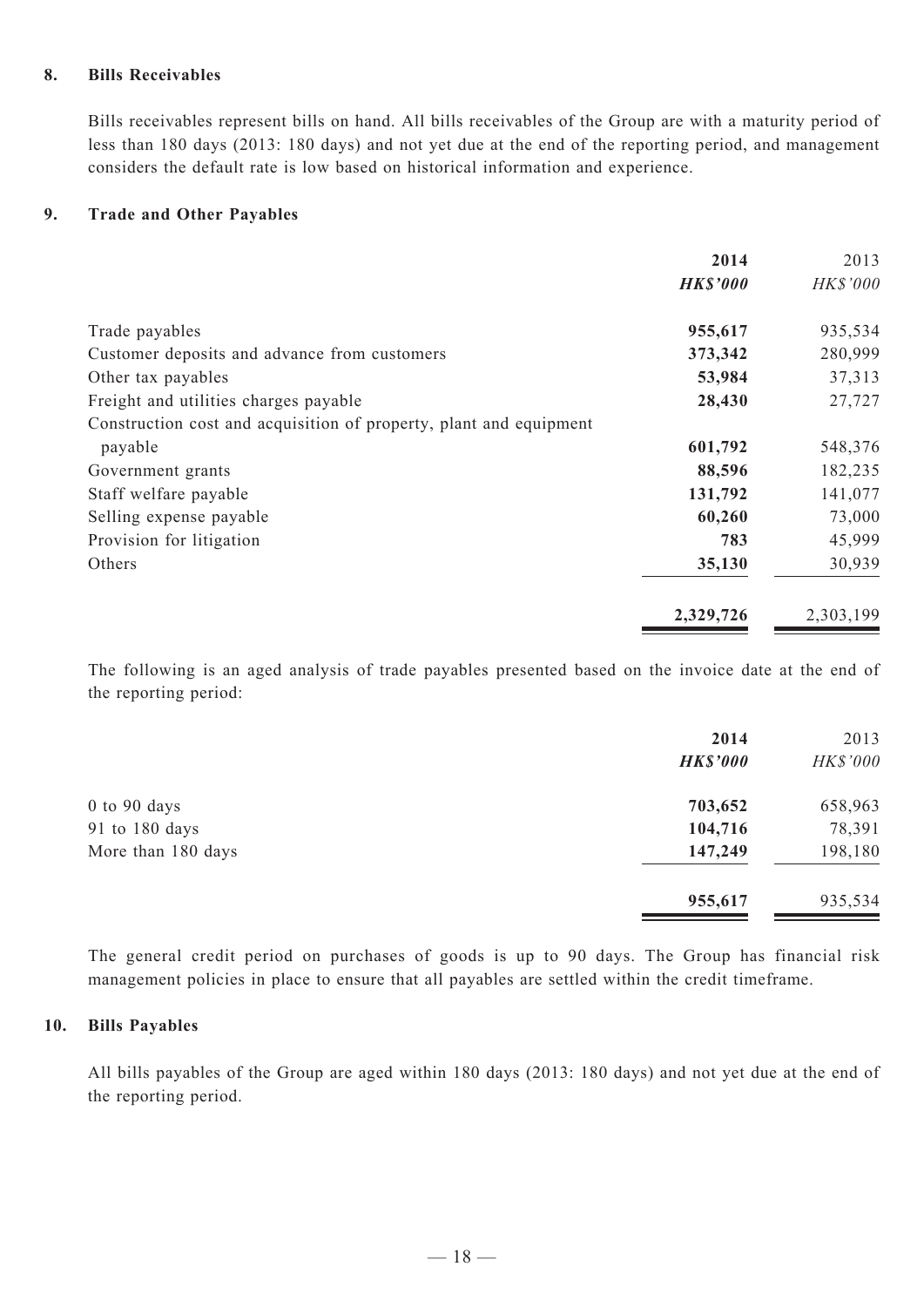## 8. Bills Receivables

Bills receivables represent bills on hand. All bills receivables of the Group are with a maturity period of less than 180 days (2013: 180 days) and not yet due at the end of the reporting period, and management considers the default rate is low based on historical information and experience.

## 9. Trade and Other Payables

| | **2014** | 2013 |
|---|---|---|
| | ***HK$'000*** | *HK$'000* |
| Trade payables | **955,617** | 935,534 |
| Customer deposits and advance from customers | **373,342** | 280,999 |
| Other tax payables | **53,984** | 37,313 |
| Freight and utilities charges payable | **28,430** | 27,727 |
| Construction cost and acquisition of property, plant and equipment payable | **601,792** | 548,376 |
| Government grants | **88,596** | 182,235 |
| Staff welfare payable | **131,792** | 141,077 |
| Selling expense payable | **60,260** | 73,000 |
| Provision for litigation | **783** | 45,999 |
| Others | **35,130** | 30,939 |
| | **2,329,726** | 2,303,199 |

The following is an aged analysis of trade payables presented based on the invoice date at the end of the reporting period:

| | **2014** | 2013 |
|---|---|---|
| | ***HK$'000*** | *HK$'000* |
| 0 to 90 days | **703,652** | 658,963 |
| 91 to 180 days | **104,716** | 78,391 |
| More than 180 days | **147,249** | 198,180 |
| | **955,617** | 935,534 |

The general credit period on purchases of goods is up to 90 days. The Group has financial risk management policies in place to ensure that all payables are settled within the credit timeframe.

## 10. Bills Payables

All bills payables of the Group are aged within 180 days (2013: 180 days) and not yet due at the end of the reporting period.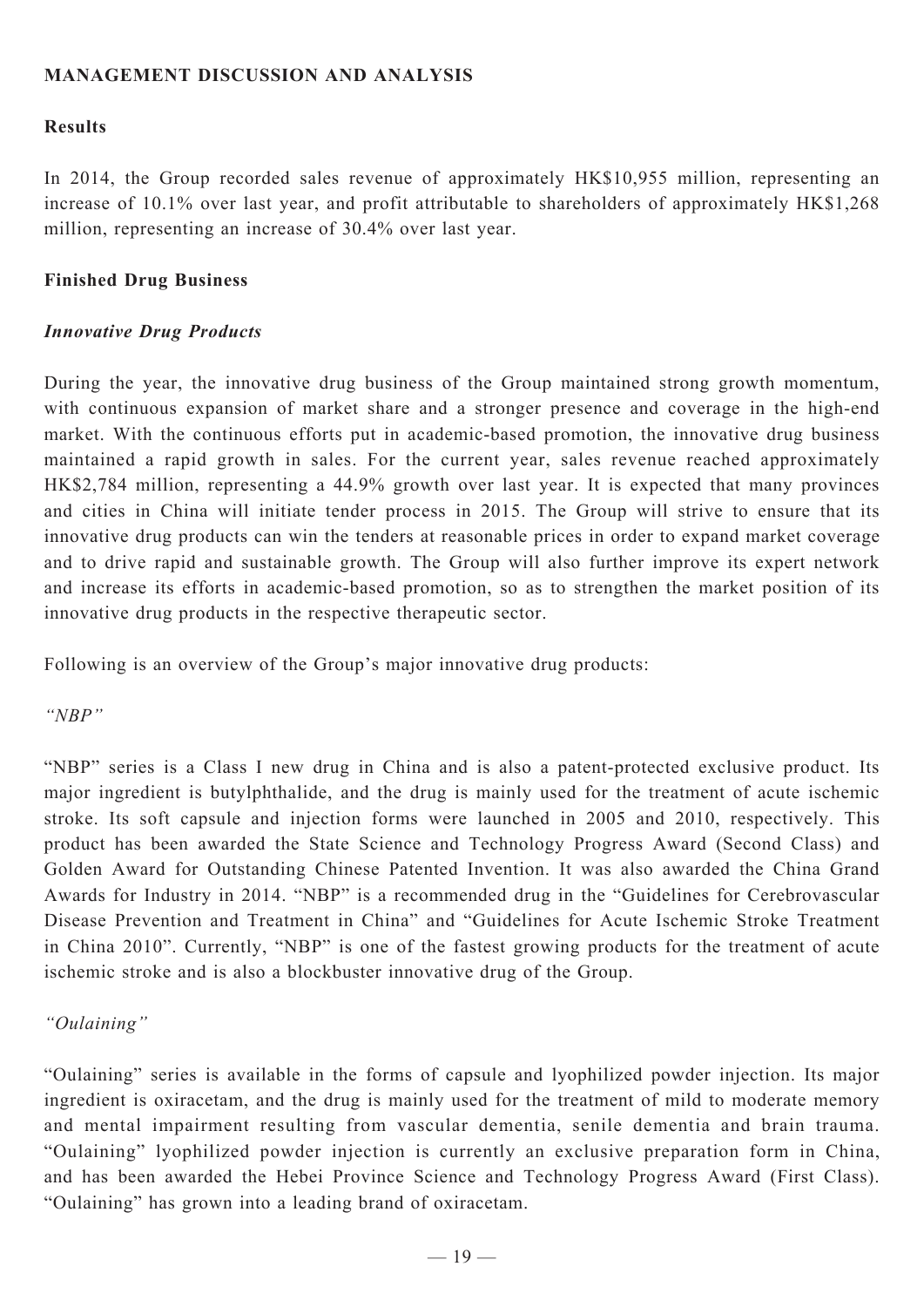## MANAGEMENT DISCUSSION AND ANALYSIS

### Results

In 2014, the Group recorded sales revenue of approximately HK$10,955 million, representing an increase of 10.1% over last year, and profit attributable to shareholders of approximately HK$1,268 million, representing an increase of 30.4% over last year.

### Finished Drug Business

#### *Innovative Drug Products*

During the year, the innovative drug business of the Group maintained strong growth momentum, with continuous expansion of market share and a stronger presence and coverage in the high-end market. With the continuous efforts put in academic-based promotion, the innovative drug business maintained a rapid growth in sales. For the current year, sales revenue reached approximately HK$2,784 million, representing a 44.9% growth over last year. It is expected that many provinces and cities in China will initiate tender process in 2015. The Group will strive to ensure that its innovative drug products can win the tenders at reasonable prices in order to expand market coverage and to drive rapid and sustainable growth. The Group will also further improve its expert network and increase its efforts in academic-based promotion, so as to strengthen the market position of its innovative drug products in the respective therapeutic sector.

Following is an overview of the Group's major innovative drug products:

*"NBP"*

"NBP" series is a Class I new drug in China and is also a patent-protected exclusive product. Its major ingredient is butylphthalide, and the drug is mainly used for the treatment of acute ischemic stroke. Its soft capsule and injection forms were launched in 2005 and 2010, respectively. This product has been awarded the State Science and Technology Progress Award (Second Class) and Golden Award for Outstanding Chinese Patented Invention. It was also awarded the China Grand Awards for Industry in 2014. "NBP" is a recommended drug in the "Guidelines for Cerebrovascular Disease Prevention and Treatment in China" and "Guidelines for Acute Ischemic Stroke Treatment in China 2010". Currently, "NBP" is one of the fastest growing products for the treatment of acute ischemic stroke and is also a blockbuster innovative drug of the Group.

*"Oulaining"*

"Oulaining" series is available in the forms of capsule and lyophilized powder injection. Its major ingredient is oxiracetam, and the drug is mainly used for the treatment of mild to moderate memory and mental impairment resulting from vascular dementia, senile dementia and brain trauma. "Oulaining" lyophilized powder injection is currently an exclusive preparation form in China, and has been awarded the Hebei Province Science and Technology Progress Award (First Class). "Oulaining" has grown into a leading brand of oxiracetam.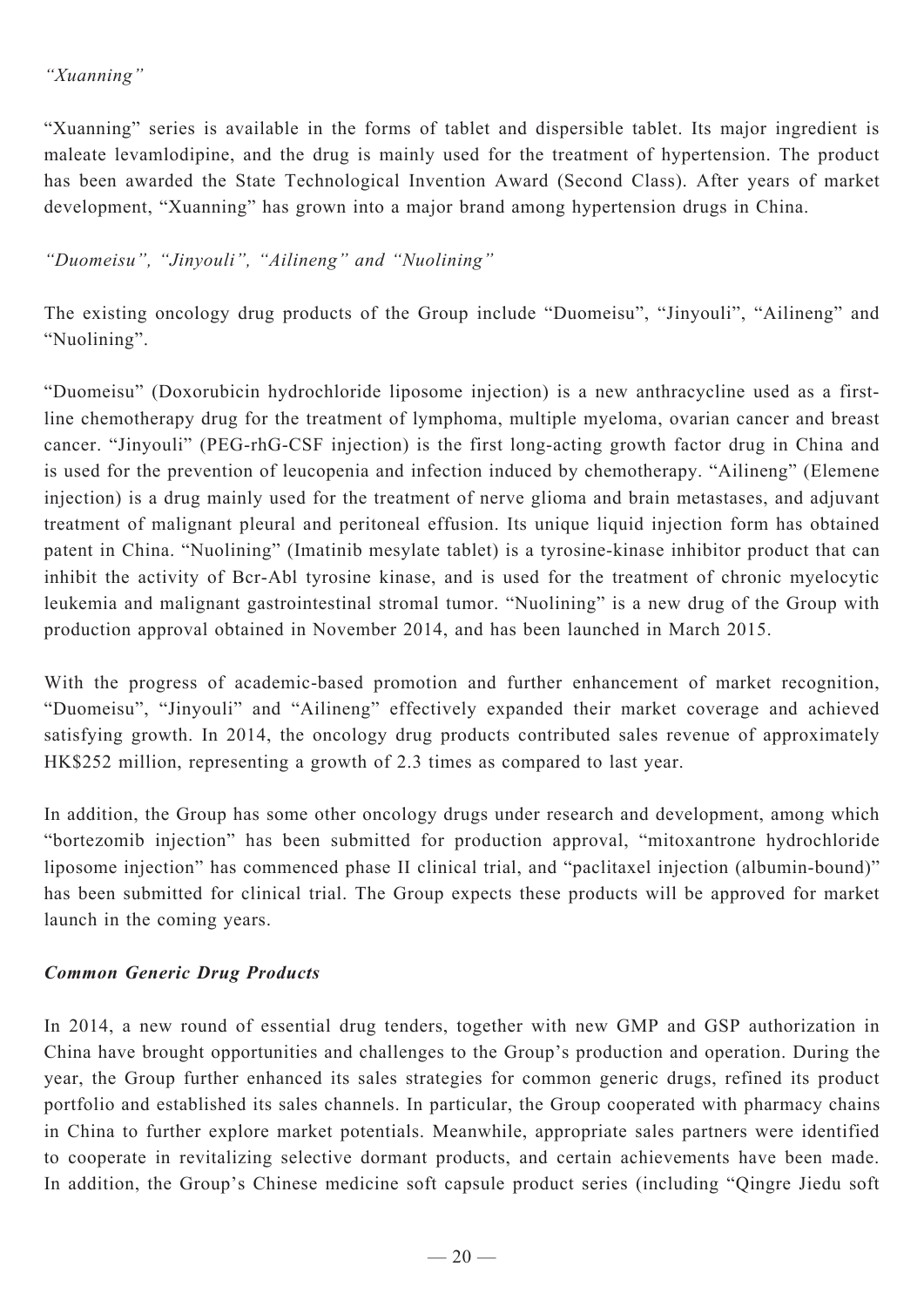*"Xuanning"*

"Xuanning" series is available in the forms of tablet and dispersible tablet. Its major ingredient is maleate levamlodipine, and the drug is mainly used for the treatment of hypertension. The product has been awarded the State Technological Invention Award (Second Class). After years of market development, "Xuanning" has grown into a major brand among hypertension drugs in China.

*"Duomeisu", "Jinyouli", "Ailineng" and "Nuolining"*

The existing oncology drug products of the Group include "Duomeisu", "Jinyouli", "Ailineng" and "Nuolining".

"Duomeisu" (Doxorubicin hydrochloride liposome injection) is a new anthracycline used as a first-line chemotherapy drug for the treatment of lymphoma, multiple myeloma, ovarian cancer and breast cancer. "Jinyouli" (PEG-rhG-CSF injection) is the first long-acting growth factor drug in China and is used for the prevention of leucopenia and infection induced by chemotherapy. "Ailineng" (Elemene injection) is a drug mainly used for the treatment of nerve glioma and brain metastases, and adjuvant treatment of malignant pleural and peritoneal effusion. Its unique liquid injection form has obtained patent in China. "Nuolining" (Imatinib mesylate tablet) is a tyrosine-kinase inhibitor product that can inhibit the activity of Bcr-Abl tyrosine kinase, and is used for the treatment of chronic myelocytic leukemia and malignant gastrointestinal stromal tumor. "Nuolining" is a new drug of the Group with production approval obtained in November 2014, and has been launched in March 2015.

With the progress of academic-based promotion and further enhancement of market recognition, "Duomeisu", "Jinyouli" and "Ailineng" effectively expanded their market coverage and achieved satisfying growth. In 2014, the oncology drug products contributed sales revenue of approximately HK$252 million, representing a growth of 2.3 times as compared to last year.

In addition, the Group has some other oncology drugs under research and development, among which "bortezomib injection" has been submitted for production approval, "mitoxantrone hydrochloride liposome injection" has commenced phase II clinical trial, and "paclitaxel injection (albumin-bound)" has been submitted for clinical trial. The Group expects these products will be approved for market launch in the coming years.

***Common Generic Drug Products***

In 2014, a new round of essential drug tenders, together with new GMP and GSP authorization in China have brought opportunities and challenges to the Group's production and operation. During the year, the Group further enhanced its sales strategies for common generic drugs, refined its product portfolio and established its sales channels. In particular, the Group cooperated with pharmacy chains in China to further explore market potentials. Meanwhile, appropriate sales partners were identified to cooperate in revitalizing selective dormant products, and certain achievements have been made. In addition, the Group's Chinese medicine soft capsule product series (including "Qingre Jiedu soft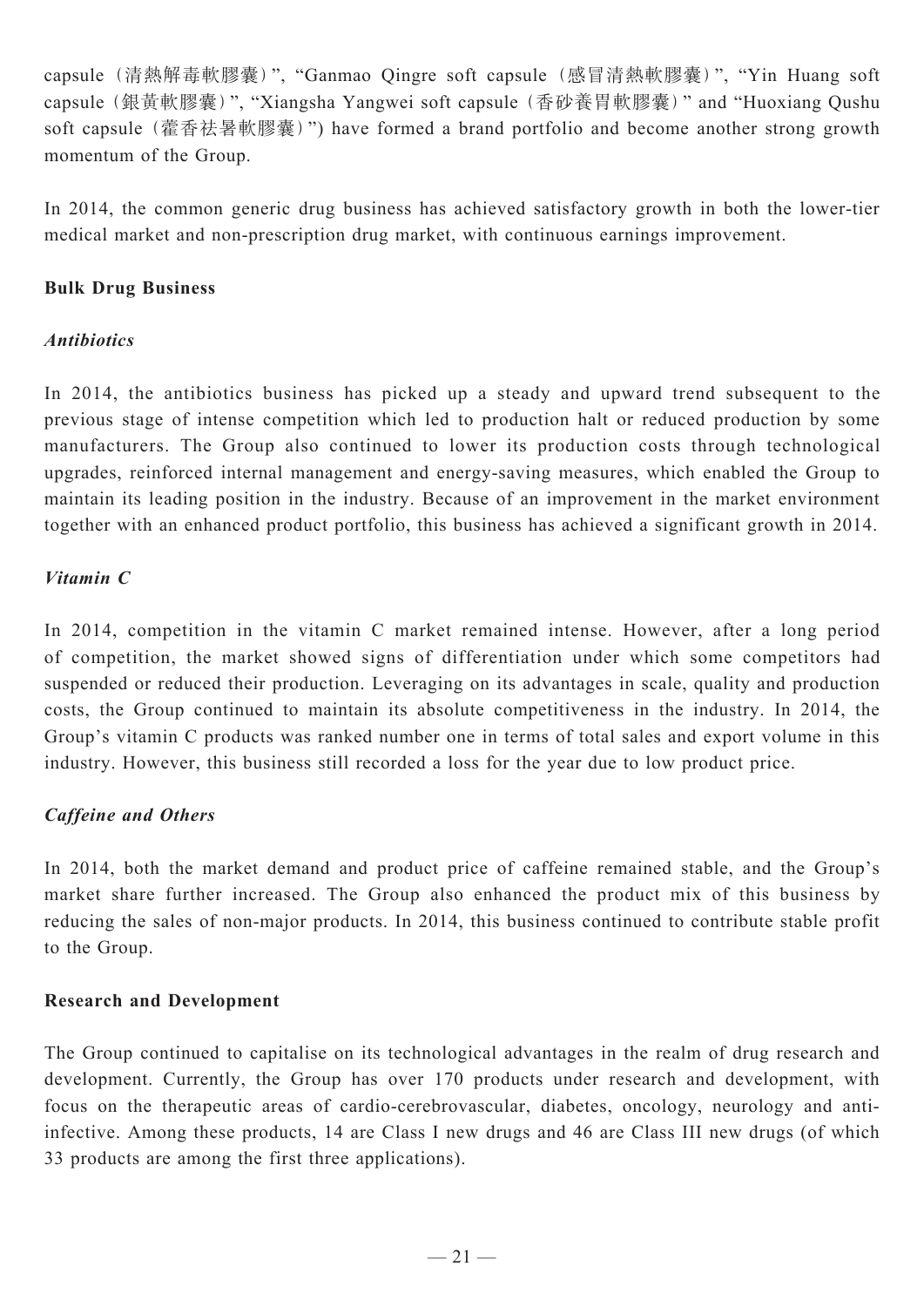capsule（清熱解毒軟膠囊）", "Ganmao Qingre soft capsule（感冒清熱軟膠囊）", "Yin Huang soft capsule（銀黃軟膠囊）", "Xiangsha Yangwei soft capsule（香砂養胃軟膠囊）" and "Huoxiang Qushu soft capsule（藿香祛暑軟膠囊）") have formed a brand portfolio and become another strong growth momentum of the Group.

In 2014, the common generic drug business has achieved satisfactory growth in both the lower-tier medical market and non-prescription drug market, with continuous earnings improvement.

**Bulk Drug Business**

***Antibiotics***

In 2014, the antibiotics business has picked up a steady and upward trend subsequent to the previous stage of intense competition which led to production halt or reduced production by some manufacturers. The Group also continued to lower its production costs through technological upgrades, reinforced internal management and energy-saving measures, which enabled the Group to maintain its leading position in the industry. Because of an improvement in the market environment together with an enhanced product portfolio, this business has achieved a significant growth in 2014.

***Vitamin C***

In 2014, competition in the vitamin C market remained intense. However, after a long period of competition, the market showed signs of differentiation under which some competitors had suspended or reduced their production. Leveraging on its advantages in scale, quality and production costs, the Group continued to maintain its absolute competitiveness in the industry. In 2014, the Group's vitamin C products was ranked number one in terms of total sales and export volume in this industry. However, this business still recorded a loss for the year due to low product price.

***Caffeine and Others***

In 2014, both the market demand and product price of caffeine remained stable, and the Group's market share further increased. The Group also enhanced the product mix of this business by reducing the sales of non-major products. In 2014, this business continued to contribute stable profit to the Group.

**Research and Development**

The Group continued to capitalise on its technological advantages in the realm of drug research and development. Currently, the Group has over 170 products under research and development, with focus on the therapeutic areas of cardio-cerebrovascular, diabetes, oncology, neurology and anti-infective. Among these products, 14 are Class I new drugs and 46 are Class III new drugs (of which 33 products are among the first three applications).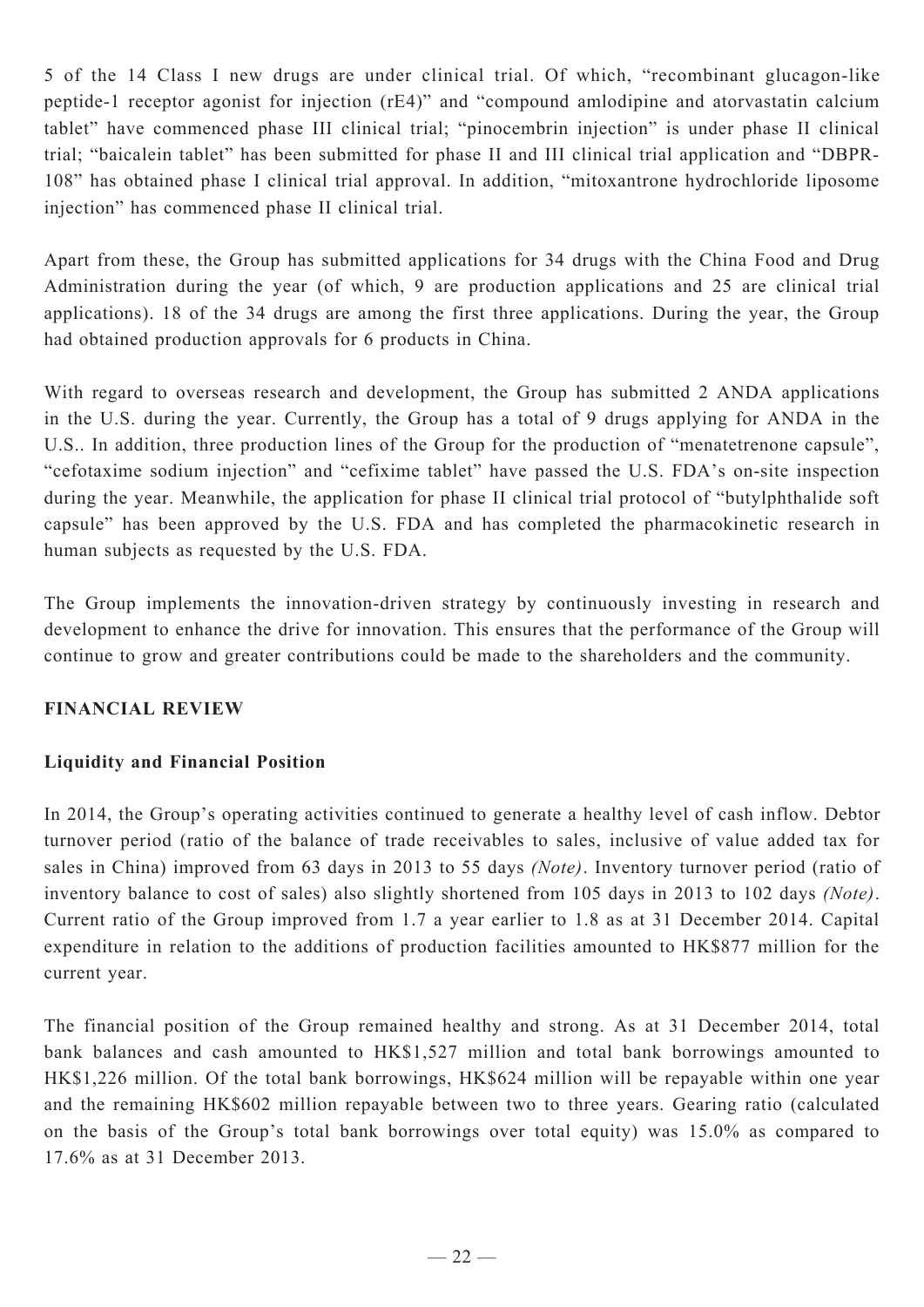5 of the 14 Class I new drugs are under clinical trial. Of which, "recombinant glucagon-like peptide-1 receptor agonist for injection (rE4)" and "compound amlodipine and atorvastatin calcium tablet" have commenced phase III clinical trial; "pinocembrin injection" is under phase II clinical trial; "baicalein tablet" has been submitted for phase II and III clinical trial application and "DBPR-108" has obtained phase I clinical trial approval. In addition, "mitoxantrone hydrochloride liposome injection" has commenced phase II clinical trial.

Apart from these, the Group has submitted applications for 34 drugs with the China Food and Drug Administration during the year (of which, 9 are production applications and 25 are clinical trial applications). 18 of the 34 drugs are among the first three applications. During the year, the Group had obtained production approvals for 6 products in China.

With regard to overseas research and development, the Group has submitted 2 ANDA applications in the U.S. during the year. Currently, the Group has a total of 9 drugs applying for ANDA in the U.S.. In addition, three production lines of the Group for the production of "menatetrenone capsule", "cefotaxime sodium injection" and "cefixime tablet" have passed the U.S. FDA's on-site inspection during the year. Meanwhile, the application for phase II clinical trial protocol of "butylphthalide soft capsule" has been approved by the U.S. FDA and has completed the pharmacokinetic research in human subjects as requested by the U.S. FDA.

The Group implements the innovation-driven strategy by continuously investing in research and development to enhance the drive for innovation. This ensures that the performance of the Group will continue to grow and greater contributions could be made to the shareholders and the community.

## FINANCIAL REVIEW

### Liquidity and Financial Position

In 2014, the Group's operating activities continued to generate a healthy level of cash inflow. Debtor turnover period (ratio of the balance of trade receivables to sales, inclusive of value added tax for sales in China) improved from 63 days in 2013 to 55 days *(Note)*. Inventory turnover period (ratio of inventory balance to cost of sales) also slightly shortened from 105 days in 2013 to 102 days *(Note)*. Current ratio of the Group improved from 1.7 a year earlier to 1.8 as at 31 December 2014. Capital expenditure in relation to the additions of production facilities amounted to HK$877 million for the current year.

The financial position of the Group remained healthy and strong. As at 31 December 2014, total bank balances and cash amounted to HK$1,527 million and total bank borrowings amounted to HK$1,226 million. Of the total bank borrowings, HK$624 million will be repayable within one year and the remaining HK$602 million repayable between two to three years. Gearing ratio (calculated on the basis of the Group's total bank borrowings over total equity) was 15.0% as compared to 17.6% as at 31 December 2013.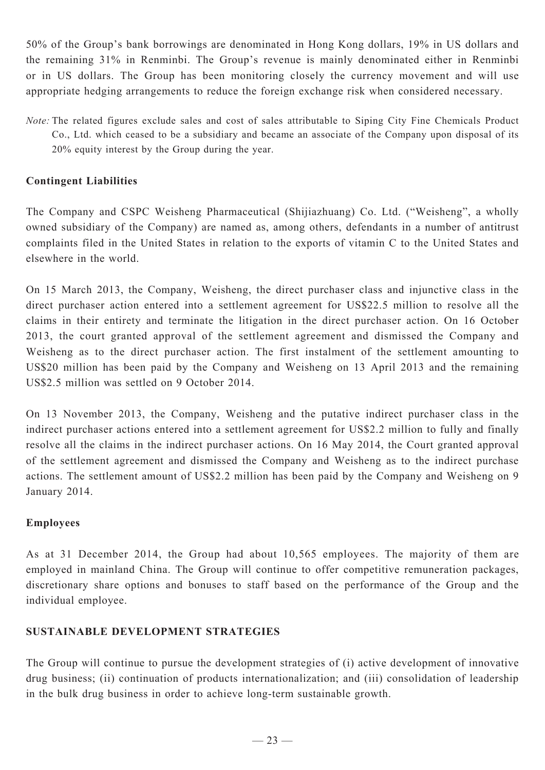50% of the Group's bank borrowings are denominated in Hong Kong dollars, 19% in US dollars and the remaining 31% in Renminbi. The Group's revenue is mainly denominated either in Renminbi or in US dollars. The Group has been monitoring closely the currency movement and will use appropriate hedging arrangements to reduce the foreign exchange risk when considered necessary.

*Note:* The related figures exclude sales and cost of sales attributable to Siping City Fine Chemicals Product Co., Ltd. which ceased to be a subsidiary and became an associate of the Company upon disposal of its 20% equity interest by the Group during the year.

**Contingent Liabilities**

The Company and CSPC Weisheng Pharmaceutical (Shijiazhuang) Co. Ltd. ("Weisheng", a wholly owned subsidiary of the Company) are named as, among others, defendants in a number of antitrust complaints filed in the United States in relation to the exports of vitamin C to the United States and elsewhere in the world.

On 15 March 2013, the Company, Weisheng, the direct purchaser class and injunctive class in the direct purchaser action entered into a settlement agreement for US$22.5 million to resolve all the claims in their entirety and terminate the litigation in the direct purchaser action. On 16 October 2013, the court granted approval of the settlement agreement and dismissed the Company and Weisheng as to the direct purchaser action. The first instalment of the settlement amounting to US$20 million has been paid by the Company and Weisheng on 13 April 2013 and the remaining US$2.5 million was settled on 9 October 2014.

On 13 November 2013, the Company, Weisheng and the putative indirect purchaser class in the indirect purchaser actions entered into a settlement agreement for US$2.2 million to fully and finally resolve all the claims in the indirect purchaser actions. On 16 May 2014, the Court granted approval of the settlement agreement and dismissed the Company and Weisheng as to the indirect purchase actions. The settlement amount of US$2.2 million has been paid by the Company and Weisheng on 9 January 2014.

**Employees**

As at 31 December 2014, the Group had about 10,565 employees. The majority of them are employed in mainland China. The Group will continue to offer competitive remuneration packages, discretionary share options and bonuses to staff based on the performance of the Group and the individual employee.

**SUSTAINABLE DEVELOPMENT STRATEGIES**

The Group will continue to pursue the development strategies of (i) active development of innovative drug business; (ii) continuation of products internationalization; and (iii) consolidation of leadership in the bulk drug business in order to achieve long-term sustainable growth.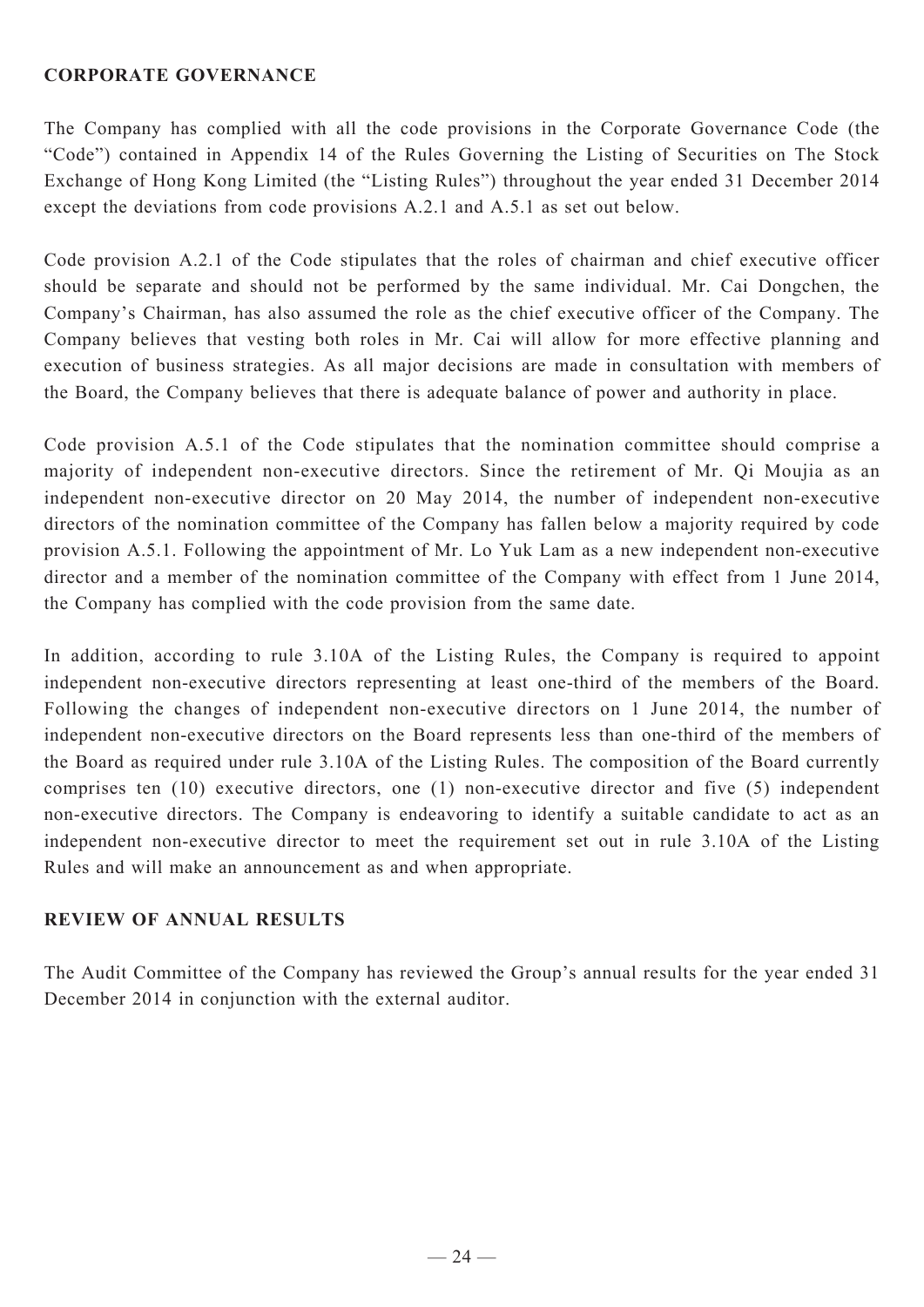## CORPORATE GOVERNANCE

The Company has complied with all the code provisions in the Corporate Governance Code (the "Code") contained in Appendix 14 of the Rules Governing the Listing of Securities on The Stock Exchange of Hong Kong Limited (the "Listing Rules") throughout the year ended 31 December 2014 except the deviations from code provisions A.2.1 and A.5.1 as set out below.

Code provision A.2.1 of the Code stipulates that the roles of chairman and chief executive officer should be separate and should not be performed by the same individual. Mr. Cai Dongchen, the Company's Chairman, has also assumed the role as the chief executive officer of the Company. The Company believes that vesting both roles in Mr. Cai will allow for more effective planning and execution of business strategies. As all major decisions are made in consultation with members of the Board, the Company believes that there is adequate balance of power and authority in place.

Code provision A.5.1 of the Code stipulates that the nomination committee should comprise a majority of independent non-executive directors. Since the retirement of Mr. Qi Moujia as an independent non-executive director on 20 May 2014, the number of independent non-executive directors of the nomination committee of the Company has fallen below a majority required by code provision A.5.1. Following the appointment of Mr. Lo Yuk Lam as a new independent non-executive director and a member of the nomination committee of the Company with effect from 1 June 2014, the Company has complied with the code provision from the same date.

In addition, according to rule 3.10A of the Listing Rules, the Company is required to appoint independent non-executive directors representing at least one-third of the members of the Board. Following the changes of independent non-executive directors on 1 June 2014, the number of independent non-executive directors on the Board represents less than one-third of the members of the Board as required under rule 3.10A of the Listing Rules. The composition of the Board currently comprises ten (10) executive directors, one (1) non-executive director and five (5) independent non-executive directors. The Company is endeavoring to identify a suitable candidate to act as an independent non-executive director to meet the requirement set out in rule 3.10A of the Listing Rules and will make an announcement as and when appropriate.

## REVIEW OF ANNUAL RESULTS

The Audit Committee of the Company has reviewed the Group's annual results for the year ended 31 December 2014 in conjunction with the external auditor.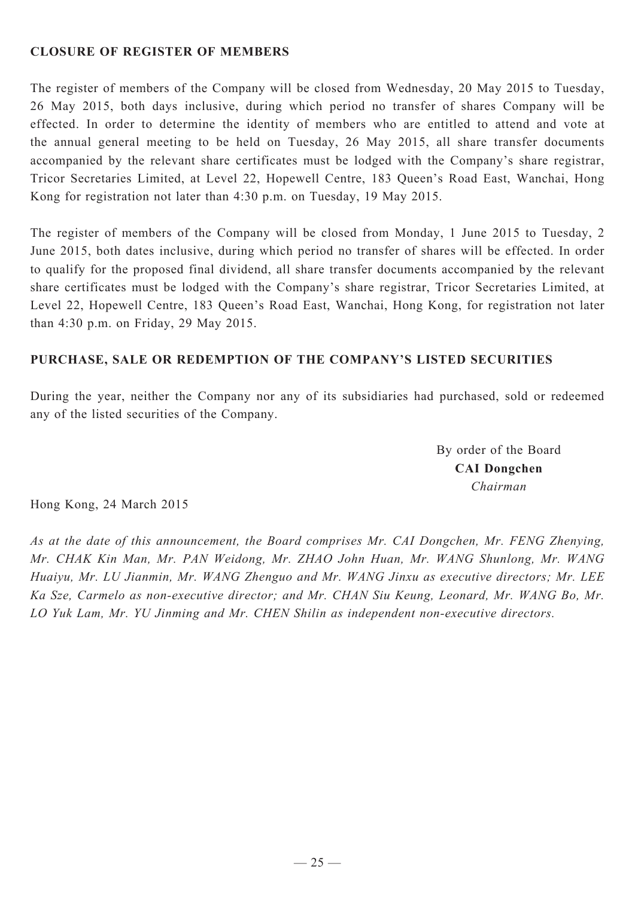## CLOSURE OF REGISTER OF MEMBERS

The register of members of the Company will be closed from Wednesday, 20 May 2015 to Tuesday, 26 May 2015, both days inclusive, during which period no transfer of shares Company will be effected. In order to determine the identity of members who are entitled to attend and vote at the annual general meeting to be held on Tuesday, 26 May 2015, all share transfer documents accompanied by the relevant share certificates must be lodged with the Company's share registrar, Tricor Secretaries Limited, at Level 22, Hopewell Centre, 183 Queen's Road East, Wanchai, Hong Kong for registration not later than 4:30 p.m. on Tuesday, 19 May 2015.

The register of members of the Company will be closed from Monday, 1 June 2015 to Tuesday, 2 June 2015, both dates inclusive, during which period no transfer of shares will be effected. In order to qualify for the proposed final dividend, all share transfer documents accompanied by the relevant share certificates must be lodged with the Company's share registrar, Tricor Secretaries Limited, at Level 22, Hopewell Centre, 183 Queen's Road East, Wanchai, Hong Kong, for registration not later than 4:30 p.m. on Friday, 29 May 2015.

## PURCHASE, SALE OR REDEMPTION OF THE COMPANY'S LISTED SECURITIES

During the year, neither the Company nor any of its subsidiaries had purchased, sold or redeemed any of the listed securities of the Company.

By order of the Board
**CAI Dongchen**
*Chairman*

Hong Kong, 24 March 2015

*As at the date of this announcement, the Board comprises Mr. CAI Dongchen, Mr. FENG Zhenying, Mr. CHAK Kin Man, Mr. PAN Weidong, Mr. ZHAO John Huan, Mr. WANG Shunlong, Mr. WANG Huaiyu, Mr. LU Jianmin, Mr. WANG Zhenguo and Mr. WANG Jinxu as executive directors; Mr. LEE Ka Sze, Carmelo as non-executive director; and Mr. CHAN Siu Keung, Leonard, Mr. WANG Bo, Mr. LO Yuk Lam, Mr. YU Jinming and Mr. CHEN Shilin as independent non-executive directors.*